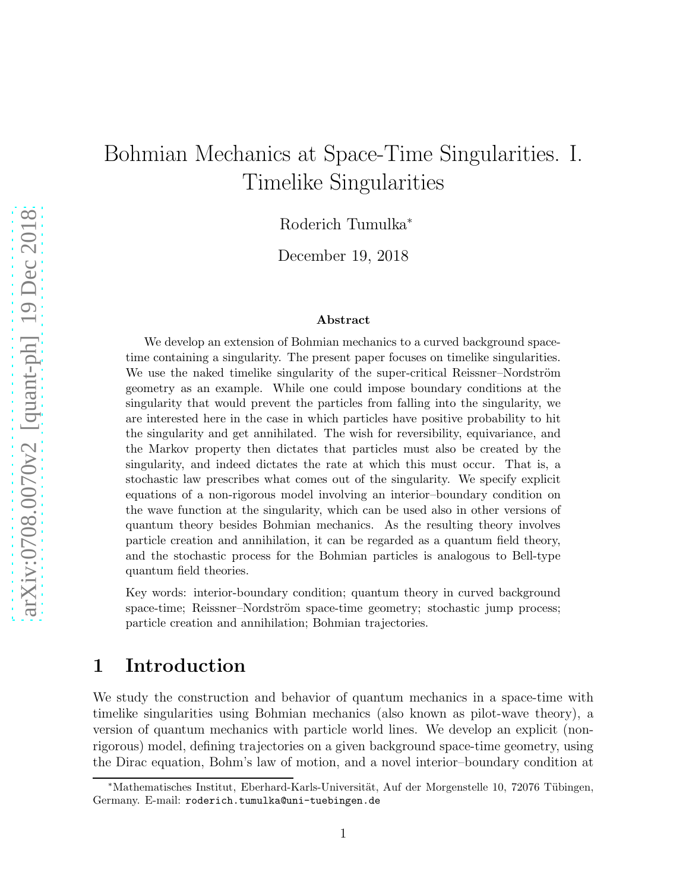# Bohmian Mechanics at Space-Time Singularities. I. Timelike Singularities

Roderich Tumulka*

December 19, 2018

### Abstract

We develop an extension of Bohmian mechanics to a curved background space-time containing a singularity. The present paper focuses on timelike singularities. We use the naked timelike singularity of the super-critical Reissner–Nordström geometry as an example. While one could impose boundary conditions at the singularity that would prevent the particles from falling into the singularity, we are interested here in the case in which particles have positive probability to hit the singularity and get annihilated. The wish for reversibility, equivariance, and the Markov property then dictates that particles must also be created by the singularity, and indeed dictates the rate at which this must occur. That is, a stochastic law prescribes what comes out of the singularity. We specify explicit equations of a non-rigorous model involving an interior–boundary condition on the wave function at the singularity, which can be used also in other versions of quantum theory besides Bohmian mechanics. As the resulting theory involves particle creation and annihilation, it can be regarded as a quantum field theory, and the stochastic process for the Bohmian particles is analogous to Bell-type quantum field theories.

Key words: interior-boundary condition; quantum theory in curved background space-time; Reissner–Nordström space-time geometry; stochastic jump process; particle creation and annihilation; Bohmian trajectories.

## 1 Introduction

We study the construction and behavior of quantum mechanics in a space-time with timelike singularities using Bohmian mechanics (also known as pilot-wave theory), a version of quantum mechanics with particle world lines. We develop an explicit (non-rigorous) model, defining trajectories on a given background space-time geometry, using the Dirac equation, Bohm's law of motion, and a novel interior–boundary condition at

*Mathematisches Institut, Eberhard-Karls-Universität, Auf der Morgenstelle 10, 72076 Tübingen, Germany. E-mail: roderich.tumulka@uni-tuebingen.de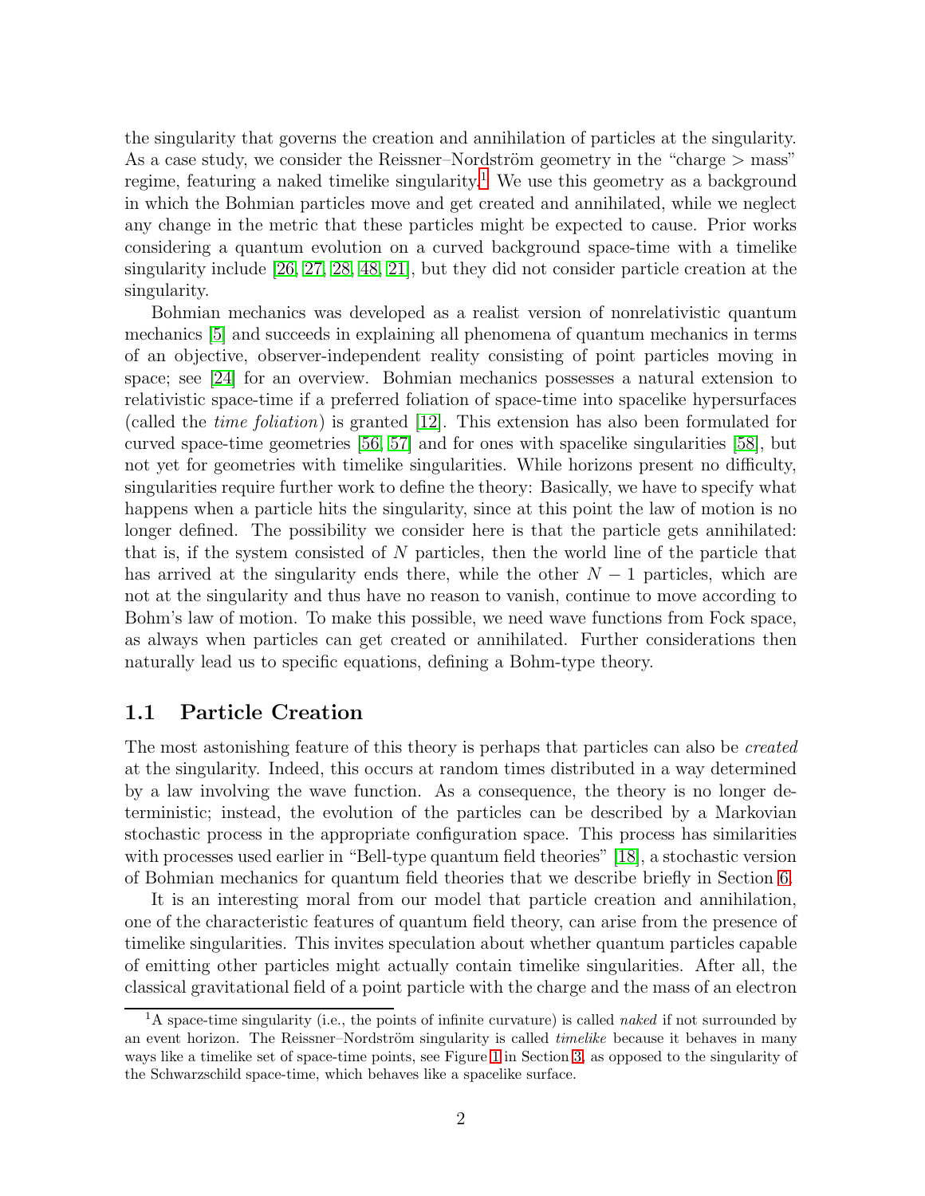the singularity that governs the creation and annihilation of particles at the singularity. As a case study, we consider the Reissner–Nordström geometry in the "charge > mass" regime, featuring a naked timelike singularity.[1] We use this geometry as a background in which the Bohmian particles move and get created and annihilated, while we neglect any change in the metric that these particles might be expected to cause. Prior works considering a quantum evolution on a curved background space-time with a timelike singularity include [26, 27, 28, 48, 21], but they did not consider particle creation at the singularity.

Bohmian mechanics was developed as a realist version of nonrelativistic quantum mechanics [5] and succeeds in explaining all phenomena of quantum mechanics in terms of an objective, observer-independent reality consisting of point particles moving in space; see [24] for an overview. Bohmian mechanics possesses a natural extension to relativistic space-time if a preferred foliation of space-time into spacelike hypersurfaces (called the *time foliation*) is granted [12]. This extension has also been formulated for curved space-time geometries [56, 57] and for ones with spacelike singularities [58], but not yet for geometries with timelike singularities. While horizons present no difficulty, singularities require further work to define the theory: Basically, we have to specify what happens when a particle hits the singularity, since at this point the law of motion is no longer defined. The possibility we consider here is that the particle gets annihilated: that is, if the system consisted of $N$ particles, then the world line of the particle that has arrived at the singularity ends there, while the other $N - 1$ particles, which are not at the singularity and thus have no reason to vanish, continue to move according to Bohm's law of motion. To make this possible, we need wave functions from Fock space, as always when particles can get created or annihilated. Further considerations then naturally lead us to specific equations, defining a Bohm-type theory.

## 1.1 Particle Creation

The most astonishing feature of this theory is perhaps that particles can also be *created* at the singularity. Indeed, this occurs at random times distributed in a way determined by a law involving the wave function. As a consequence, the theory is no longer deterministic; instead, the evolution of the particles can be described by a Markovian stochastic process in the appropriate configuration space. This process has similarities with processes used earlier in "Bell-type quantum field theories" [18], a stochastic version of Bohmian mechanics for quantum field theories that we describe briefly in Section 6.

It is an interesting moral from our model that particle creation and annihilation, one of the characteristic features of quantum field theory, can arise from the presence of timelike singularities. This invites speculation about whether quantum particles capable of emitting other particles might actually contain timelike singularities. After all, the classical gravitational field of a point particle with the charge and the mass of an electron

[1] A space-time singularity (i.e., the points of infinite curvature) is called *naked* if not surrounded by an event horizon. The Reissner–Nordström singularity is called *timelike* because it behaves in many ways like a timelike set of space-time points, see Figure 1 in Section 3, as opposed to the singularity of the Schwarzschild space-time, which behaves like a spacelike surface.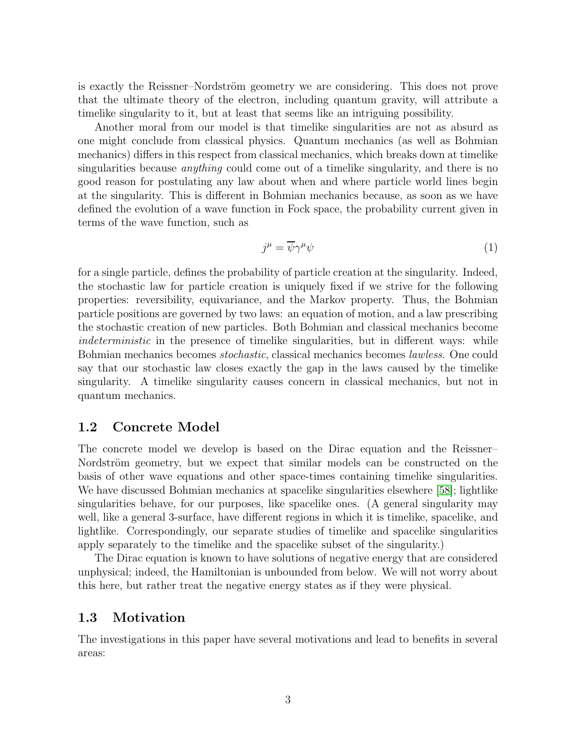is exactly the Reissner–Nordström geometry we are considering. This does not prove that the ultimate theory of the electron, including quantum gravity, will attribute a timelike singularity to it, but at least that seems like an intriguing possibility.

Another moral from our model is that timelike singularities are not as absurd as one might conclude from classical physics. Quantum mechanics (as well as Bohmian mechanics) differs in this respect from classical mechanics, which breaks down at timelike singularities because *anything* could come out of a timelike singularity, and there is no good reason for postulating any law about when and where particle world lines begin at the singularity. This is different in Bohmian mechanics because, as soon as we have defined the evolution of a wave function in Fock space, the probability current given in terms of the wave function, such as

$$j^\mu = \overline{\psi}\gamma^\mu\psi \tag{1}$$

for a single particle, defines the probability of particle creation at the singularity. Indeed, the stochastic law for particle creation is uniquely fixed if we strive for the following properties: reversibility, equivariance, and the Markov property. Thus, the Bohmian particle positions are governed by two laws: an equation of motion, and a law prescribing the stochastic creation of new particles. Both Bohmian and classical mechanics become *indeterministic* in the presence of timelike singularities, but in different ways: while Bohmian mechanics becomes *stochastic*, classical mechanics becomes *lawless*. One could say that our stochastic law closes exactly the gap in the laws caused by the timelike singularity. A timelike singularity causes concern in classical mechanics, but not in quantum mechanics.

## 1.2 Concrete Model

The concrete model we develop is based on the Dirac equation and the Reissner–Nordström geometry, but we expect that similar models can be constructed on the basis of other wave equations and other space-times containing timelike singularities. We have discussed Bohmian mechanics at spacelike singularities elsewhere [58]; lightlike singularities behave, for our purposes, like spacelike ones. (A general singularity may well, like a general 3-surface, have different regions in which it is timelike, spacelike, and lightlike. Correspondingly, our separate studies of timelike and spacelike singularities apply separately to the timelike and the spacelike subset of the singularity.)

The Dirac equation is known to have solutions of negative energy that are considered unphysical; indeed, the Hamiltonian is unbounded from below. We will not worry about this here, but rather treat the negative energy states as if they were physical.

## 1.3 Motivation

The investigations in this paper have several motivations and lead to benefits in several areas: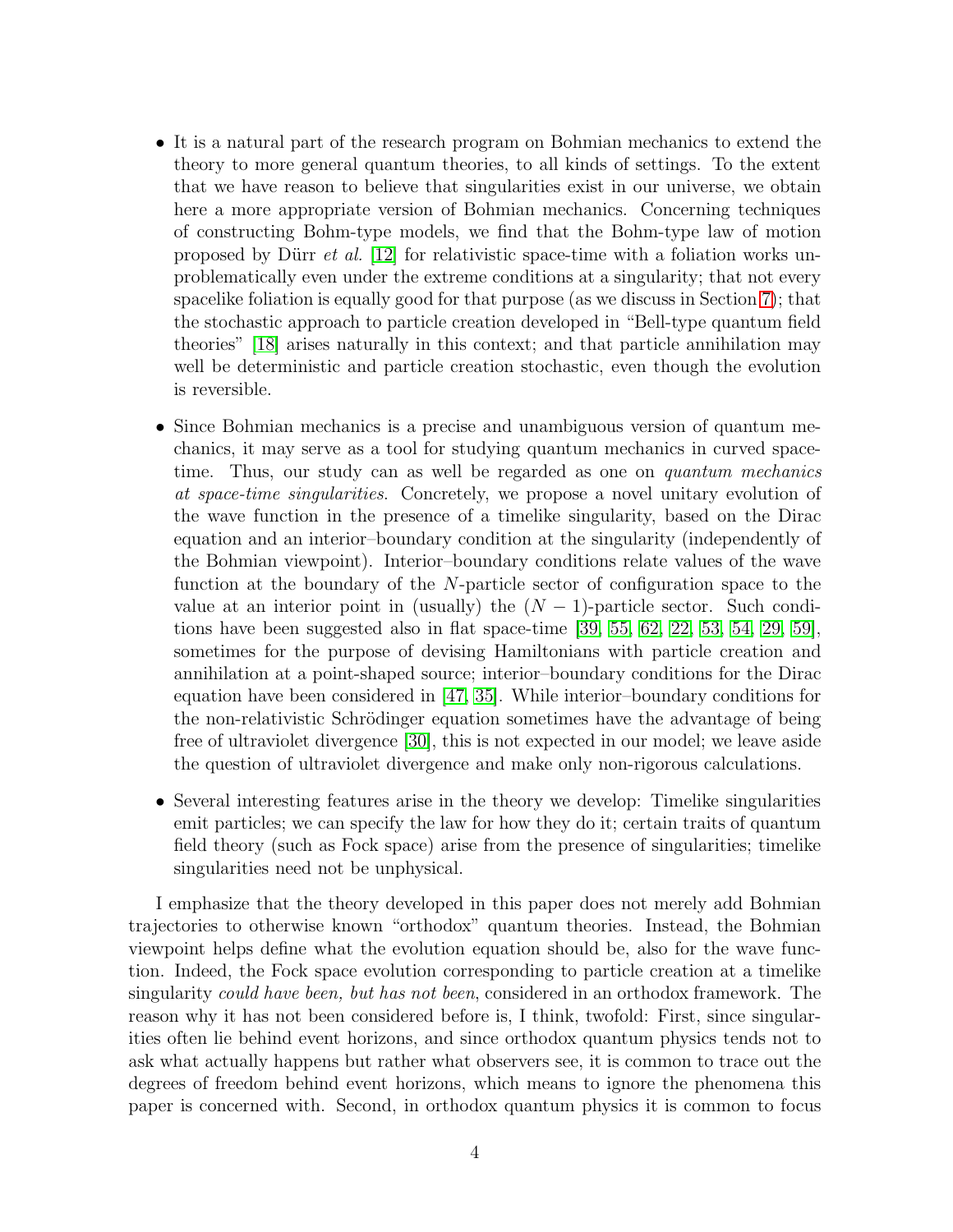- It is a natural part of the research program on Bohmian mechanics to extend the theory to more general quantum theories, to all kinds of settings. To the extent that we have reason to believe that singularities exist in our universe, we obtain here a more appropriate version of Bohmian mechanics. Concerning techniques of constructing Bohm-type models, we find that the Bohm-type law of motion proposed by Dürr *et al.* [12] for relativistic space-time with a foliation works unproblematically even under the extreme conditions at a singularity; that not every spacelike foliation is equally good for that purpose (as we discuss in Section 7); that the stochastic approach to particle creation developed in "Bell-type quantum field theories" [18] arises naturally in this context; and that particle annihilation may well be deterministic and particle creation stochastic, even though the evolution is reversible.

- Since Bohmian mechanics is a precise and unambiguous version of quantum mechanics, it may serve as a tool for studying quantum mechanics in curved space-time. Thus, our study can as well be regarded as one on *quantum mechanics at space-time singularities*. Concretely, we propose a novel unitary evolution of the wave function in the presence of a timelike singularity, based on the Dirac equation and an interior–boundary condition at the singularity (independently of the Bohmian viewpoint). Interior–boundary conditions relate values of the wave function at the boundary of the $N$-particle sector of configuration space to the value at an interior point in (usually) the $(N-1)$-particle sector. Such conditions have been suggested also in flat space-time [39, 55, 62, 22, 53, 54, 29, 59], sometimes for the purpose of devising Hamiltonians with particle creation and annihilation at a point-shaped source; interior–boundary conditions for the Dirac equation have been considered in [47, 35]. While interior–boundary conditions for the non-relativistic Schrödinger equation sometimes have the advantage of being free of ultraviolet divergence [30], this is not expected in our model; we leave aside the question of ultraviolet divergence and make only non-rigorous calculations.

- Several interesting features arise in the theory we develop: Timelike singularities emit particles; we can specify the law for how they do it; certain traits of quantum field theory (such as Fock space) arise from the presence of singularities; timelike singularities need not be unphysical.

I emphasize that the theory developed in this paper does not merely add Bohmian trajectories to otherwise known "orthodox" quantum theories. Instead, the Bohmian viewpoint helps define what the evolution equation should be, also for the wave function. Indeed, the Fock space evolution corresponding to particle creation at a timelike singularity *could have been, but has not been*, considered in an orthodox framework. The reason why it has not been considered before is, I think, twofold: First, since singularities often lie behind event horizons, and since orthodox quantum physics tends not to ask what actually happens but rather what observers see, it is common to trace out the degrees of freedom behind event horizons, which means to ignore the phenomena this paper is concerned with. Second, in orthodox quantum physics it is common to focus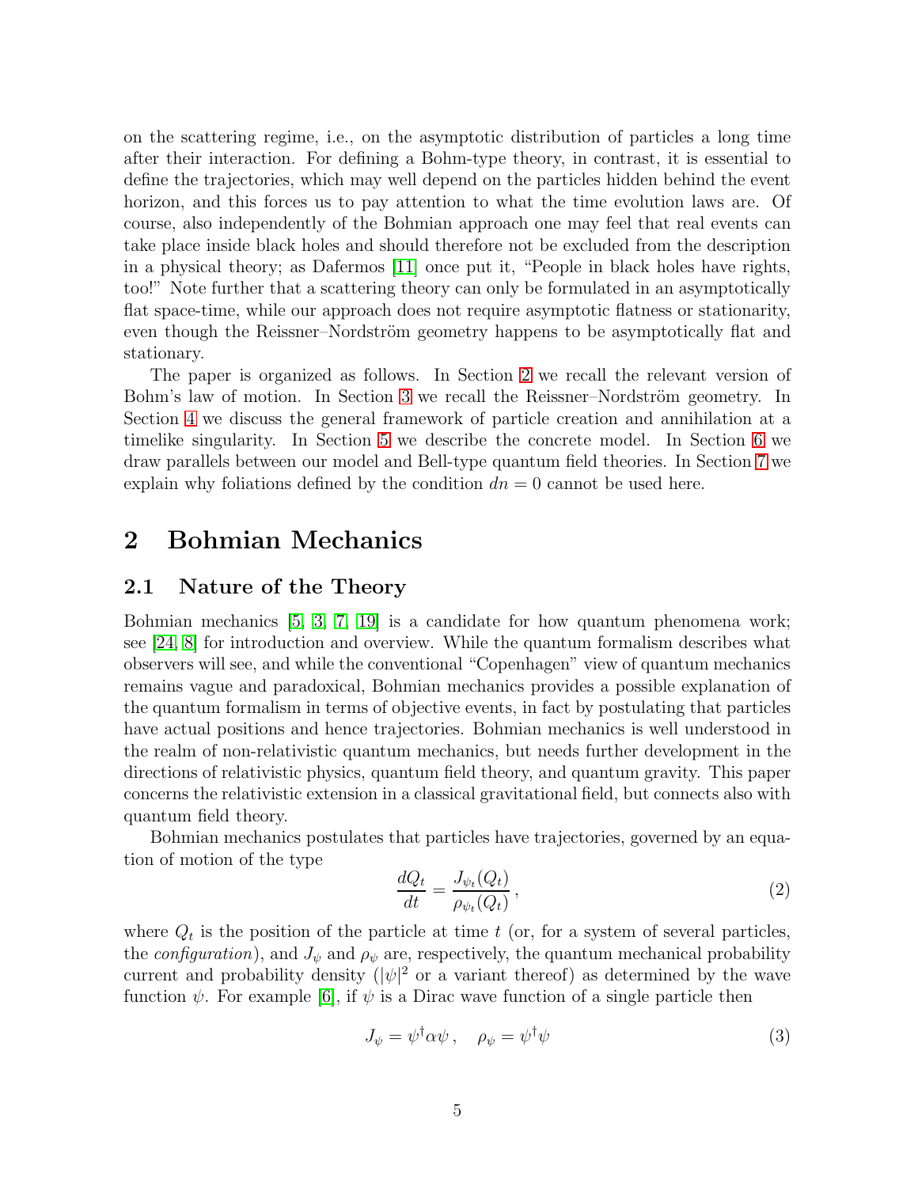on the scattering regime, i.e., on the asymptotic distribution of particles a long time after their interaction. For defining a Bohm-type theory, in contrast, it is essential to define the trajectories, which may well depend on the particles hidden behind the event horizon, and this forces us to pay attention to what the time evolution laws are. Of course, also independently of the Bohmian approach one may feel that real events can take place inside black holes and should therefore not be excluded from the description in a physical theory; as Dafermos [11] once put it, "People in black holes have rights, too!" Note further that a scattering theory can only be formulated in an asymptotically flat space-time, while our approach does not require asymptotic flatness or stationarity, even though the Reissner–Nordström geometry happens to be asymptotically flat and stationary.

The paper is organized as follows. In Section 2 we recall the relevant version of Bohm's law of motion. In Section 3 we recall the Reissner–Nordström geometry. In Section 4 we discuss the general framework of particle creation and annihilation at a timelike singularity. In Section 5 we describe the concrete model. In Section 6 we draw parallels between our model and Bell-type quantum field theories. In Section 7 we explain why foliations defined by the condition $dn = 0$ cannot be used here.

# 2 Bohmian Mechanics

## 2.1 Nature of the Theory

Bohmian mechanics [5, 3, 7, 19] is a candidate for how quantum phenomena work; see [24, 8] for introduction and overview. While the quantum formalism describes what observers will see, and while the conventional "Copenhagen" view of quantum mechanics remains vague and paradoxical, Bohmian mechanics provides a possible explanation of the quantum formalism in terms of objective events, in fact by postulating that particles have actual positions and hence trajectories. Bohmian mechanics is well understood in the realm of non-relativistic quantum mechanics, but needs further development in the directions of relativistic physics, quantum field theory, and quantum gravity. This paper concerns the relativistic extension in a classical gravitational field, but connects also with quantum field theory.

Bohmian mechanics postulates that particles have trajectories, governed by an equation of motion of the type

$$\frac{dQ_t}{dt} = \frac{J_{\psi_t}(Q_t)}{\rho_{\psi_t}(Q_t)}\,, \tag{2}$$

where $Q_t$ is the position of the particle at time $t$ (or, for a system of several particles, the *configuration*), and $J_\psi$ and $\rho_\psi$ are, respectively, the quantum mechanical probability current and probability density ($|\psi|^2$ or a variant thereof) as determined by the wave function $\psi$. For example [6], if $\psi$ is a Dirac wave function of a single particle then

$$J_\psi = \psi^\dagger \alpha \psi\,, \quad \rho_\psi = \psi^\dagger \psi \tag{3}$$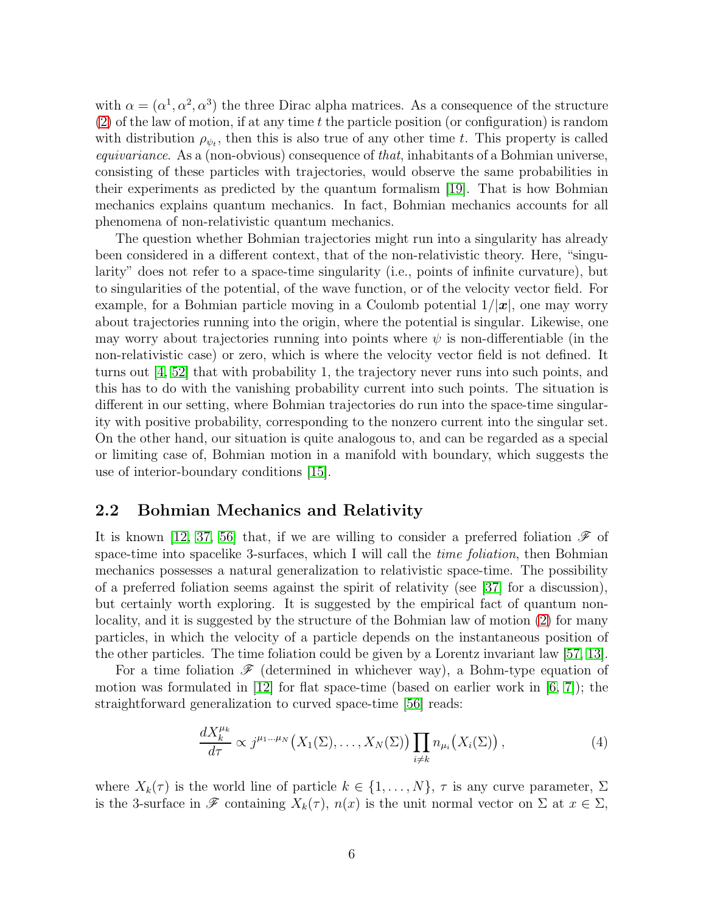with $\alpha = (\alpha^1, \alpha^2, \alpha^3)$ the three Dirac alpha matrices. As a consequence of the structure (2) of the law of motion, if at any time $t$ the particle position (or configuration) is random with distribution $\rho_{\psi_t}$, then this is also true of any other time $t$. This property is called *equivariance*. As a (non-obvious) consequence of *that*, inhabitants of a Bohmian universe, consisting of these particles with trajectories, would observe the same probabilities in their experiments as predicted by the quantum formalism [19]. That is how Bohmian mechanics explains quantum mechanics. In fact, Bohmian mechanics accounts for all phenomena of non-relativistic quantum mechanics.

The question whether Bohmian trajectories might run into a singularity has already been considered in a different context, that of the non-relativistic theory. Here, "singularity" does not refer to a space-time singularity (i.e., points of infinite curvature), but to singularities of the potential, of the wave function, or of the velocity vector field. For example, for a Bohmian particle moving in a Coulomb potential $1/|\boldsymbol{x}|$, one may worry about trajectories running into the origin, where the potential is singular. Likewise, one may worry about trajectories running into points where $\psi$ is non-differentiable (in the non-relativistic case) or zero, which is where the velocity vector field is not defined. It turns out [4, 52] that with probability 1, the trajectory never runs into such points, and this has to do with the vanishing probability current into such points. The situation is different in our setting, where Bohmian trajectories do run into the space-time singularity with positive probability, corresponding to the nonzero current into the singular set. On the other hand, our situation is quite analogous to, and can be regarded as a special or limiting case of, Bohmian motion in a manifold with boundary, which suggests the use of interior-boundary conditions [15].

## 2.2 Bohmian Mechanics and Relativity

It is known [12, 37, 56] that, if we are willing to consider a preferred foliation $\mathscr{F}$ of space-time into spacelike 3-surfaces, which I will call the *time foliation*, then Bohmian mechanics possesses a natural generalization to relativistic space-time. The possibility of a preferred foliation seems against the spirit of relativity (see [37] for a discussion), but certainly worth exploring. It is suggested by the empirical fact of quantum nonlocality, and it is suggested by the structure of the Bohmian law of motion (2) for many particles, in which the velocity of a particle depends on the instantaneous position of the other particles. The time foliation could be given by a Lorentz invariant law [57, 13].

For a time foliation $\mathscr{F}$ (determined in whichever way), a Bohm-type equation of motion was formulated in [12] for flat space-time (based on earlier work in [6, 7]); the straightforward generalization to curved space-time [56] reads:

$$\frac{dX_k^{\mu_k}}{d\tau} \propto j^{\mu_1 \ldots \mu_N}\big(X_1(\Sigma), \ldots, X_N(\Sigma)\big) \prod_{i \neq k} n_{\mu_i}\big(X_i(\Sigma)\big), \tag{4}$$

where $X_k(\tau)$ is the world line of particle $k \in \{1, \ldots, N\}$, $\tau$ is any curve parameter, $\Sigma$ is the 3-surface in $\mathscr{F}$ containing $X_k(\tau)$, $n(x)$ is the unit normal vector on $\Sigma$ at $x \in \Sigma$,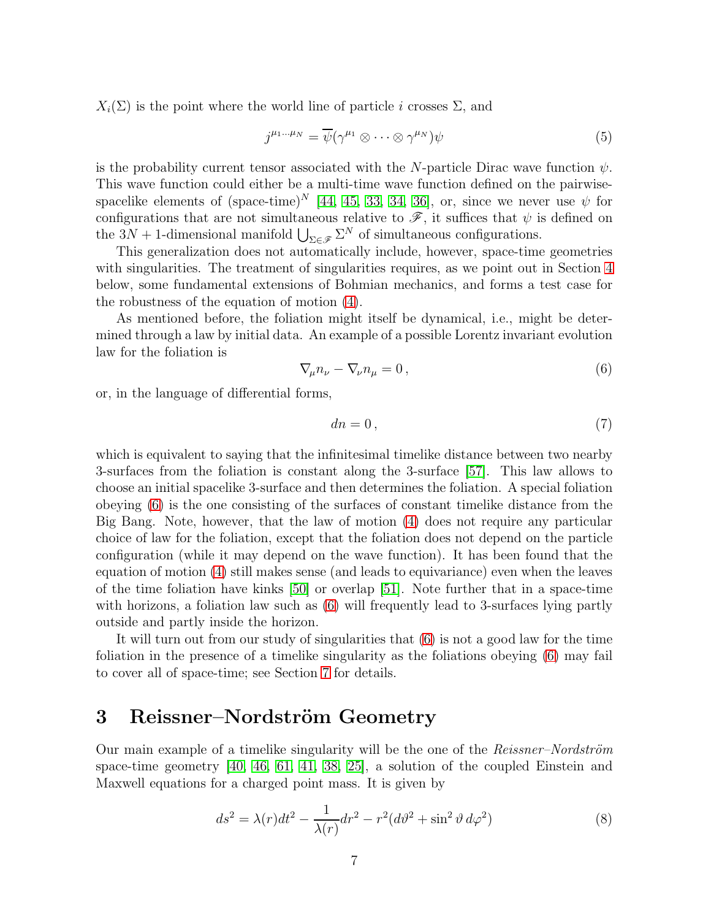$X_i(\Sigma)$ is the point where the world line of particle $i$ crosses $\Sigma$, and

$$j^{\mu_1 \ldots \mu_N} = \overline{\psi}(\gamma^{\mu_1} \otimes \cdots \otimes \gamma^{\mu_N})\psi \tag{5}$$

is the probability current tensor associated with the $N$-particle Dirac wave function $\psi$. This wave function could either be a multi-time wave function defined on the pairwise-spacelike elements of (space-time)$^N$ [44, 45, 33, 34, 36], or, since we never use $\psi$ for configurations that are not simultaneous relative to $\mathscr{F}$, it suffices that $\psi$ is defined on the $3N+1$-dimensional manifold $\bigcup_{\Sigma \in \mathscr{F}} \Sigma^N$ of simultaneous configurations.

This generalization does not automatically include, however, space-time geometries with singularities. The treatment of singularities requires, as we point out in Section 4 below, some fundamental extensions of Bohmian mechanics, and forms a test case for the robustness of the equation of motion (4).

As mentioned before, the foliation might itself be dynamical, i.e., might be determined through a law by initial data. An example of a possible Lorentz invariant evolution law for the foliation is

$$\nabla_\mu n_\nu - \nabla_\nu n_\mu = 0\,, \tag{6}$$

or, in the language of differential forms,

$$dn = 0\,, \tag{7}$$

which is equivalent to saying that the infinitesimal timelike distance between two nearby 3-surfaces from the foliation is constant along the 3-surface [57]. This law allows to choose an initial spacelike 3-surface and then determines the foliation. A special foliation obeying (6) is the one consisting of the surfaces of constant timelike distance from the Big Bang. Note, however, that the law of motion (4) does not require any particular choice of law for the foliation, except that the foliation does not depend on the particle configuration (while it may depend on the wave function). It has been found that the equation of motion (4) still makes sense (and leads to equivariance) even when the leaves of the time foliation have kinks [50] or overlap [51]. Note further that in a space-time with horizons, a foliation law such as (6) will frequently lead to 3-surfaces lying partly outside and partly inside the horizon.

It will turn out from our study of singularities that (6) is not a good law for the time foliation in the presence of a timelike singularity as the foliations obeying (6) may fail to cover all of space-time; see Section 7 for details.

# 3 Reissner–Nordström Geometry

Our main example of a timelike singularity will be the one of the *Reissner–Nordström* space-time geometry [40, 46, 61, 41, 38, 25], a solution of the coupled Einstein and Maxwell equations for a charged point mass. It is given by

$$ds^2 = \lambda(r)dt^2 - \frac{1}{\lambda(r)}dr^2 - r^2(d\vartheta^2 + \sin^2\vartheta\, d\varphi^2) \tag{8}$$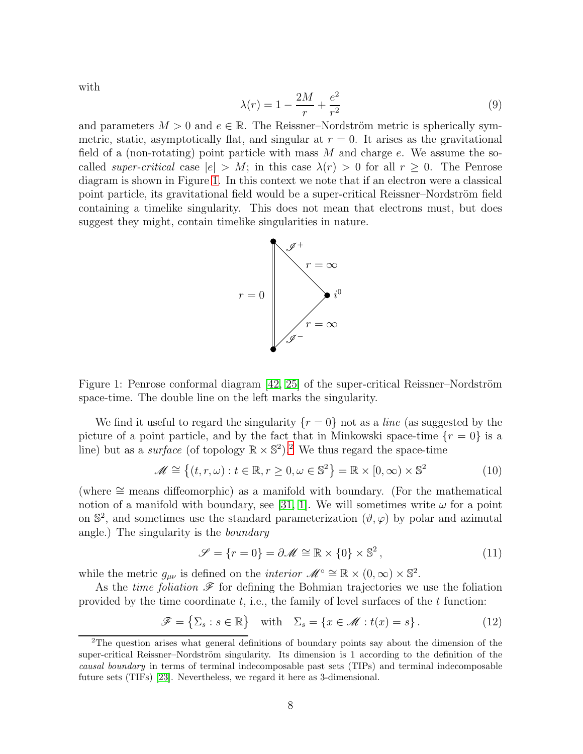with

$$\lambda(r) = 1 - \frac{2M}{r} + \frac{e^2}{r^2} \tag{9}$$

and parameters $M > 0$ and $e \in \mathbb{R}$. The Reissner–Nordström metric is spherically symmetric, static, asymptotically flat, and singular at $r = 0$. It arises as the gravitational field of a (non-rotating) point particle with mass $M$ and charge $e$. We assume the so-called *super-critical* case $|e| > M$; in this case $\lambda(r) > 0$ for all $r \geq 0$. The Penrose diagram is shown in Figure 1. In this context we note that if an electron were a classical point particle, its gravitational field would be a super-critical Reissner–Nordström field containing a timelike singularity. This does not mean that electrons must, but does suggest they might, contain timelike singularities in nature.

Figure 1: Penrose conformal diagram [42, 25] of the super-critical Reissner–Nordström space-time. The double line on the left marks the singularity.

We find it useful to regard the singularity $\{r = 0\}$ not as a *line* (as suggested by the picture of a point particle, and by the fact that in Minkowski space-time $\{r = 0\}$ is a line) but as a *surface* (of topology $\mathbb{R} \times \mathbb{S}^2$).[2] We thus regard the space-time

$$\mathscr{M} \cong \left\{(t, r, \omega) : t \in \mathbb{R}, r \geq 0, \omega \in \mathbb{S}^2\right\} = \mathbb{R} \times [0, \infty) \times \mathbb{S}^2 \tag{10}$$

(where $\cong$ means diffeomorphic) as a manifold with boundary. (For the mathematical notion of a manifold with boundary, see [31, 1]. We will sometimes write $\omega$ for a point on $\mathbb{S}^2$, and sometimes use the standard parameterization $(\vartheta, \varphi)$ by polar and azimutal angle.) The singularity is the *boundary*

$$\mathscr{S} = \{r = 0\} = \partial\mathscr{M} \cong \mathbb{R} \times \{0\} \times \mathbb{S}^2 \,, \tag{11}$$

while the metric $g_{\mu\nu}$ is defined on the *interior* $\mathscr{M}^\circ \cong \mathbb{R} \times (0, \infty) \times \mathbb{S}^2$.

As the *time foliation* $\mathscr{F}$ for defining the Bohmian trajectories we use the foliation provided by the time coordinate $t$, i.e., the family of level surfaces of the $t$ function:

$$\mathscr{F} = \left\{\Sigma_s : s \in \mathbb{R}\right\} \quad \text{with} \quad \Sigma_s = \left\{x \in \mathscr{M} : t(x) = s\right\}. \tag{12}$$

[2] The question arises what general definitions of boundary points say about the dimension of the super-critical Reissner–Nordström singularity. Its dimension is 1 according to the definition of the *causal boundary* in terms of terminal indecomposable past sets (TIPs) and terminal indecomposable future sets (TIFs) [23]. Nevertheless, we regard it here as 3-dimensional.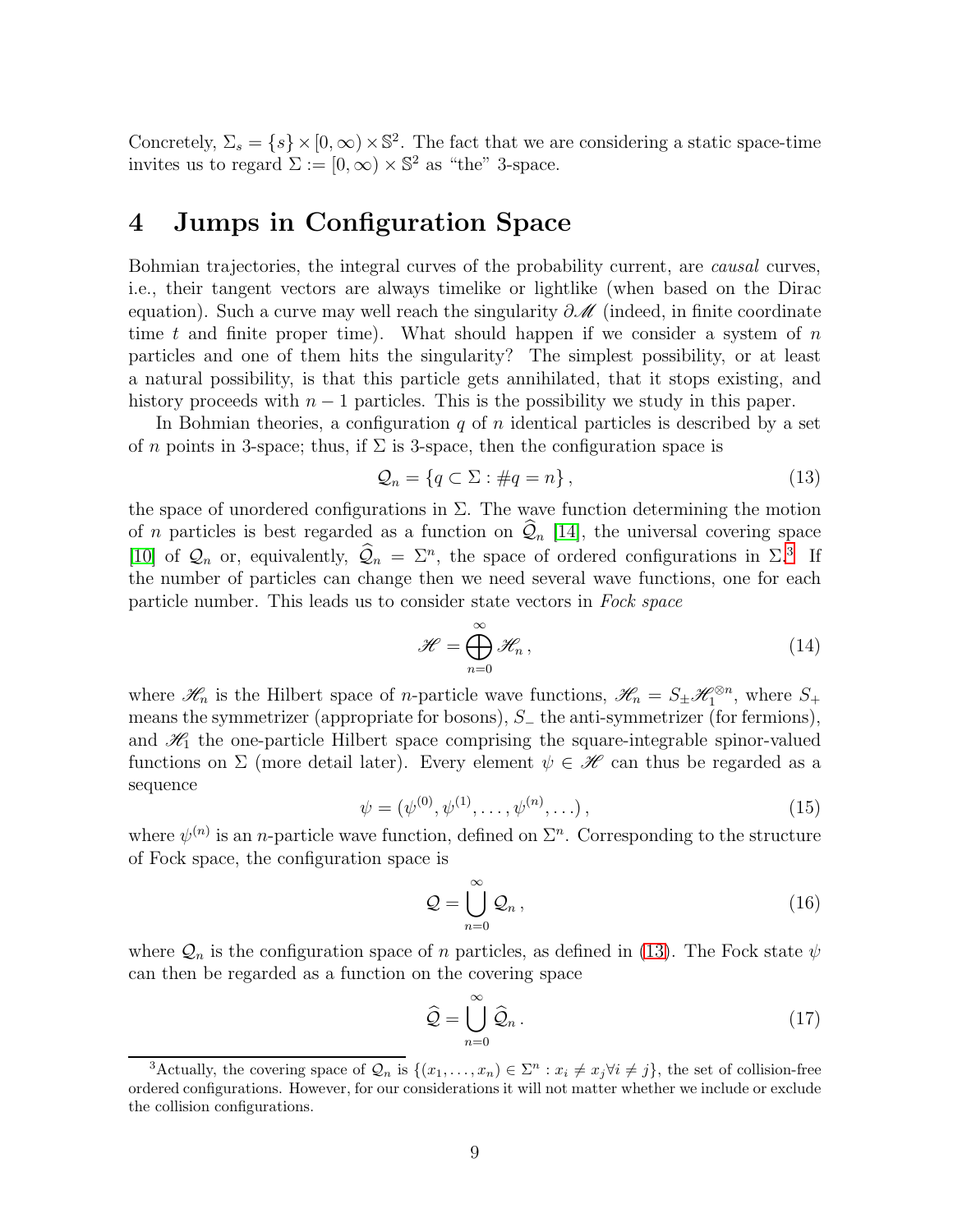Concretely, $\Sigma_s = \{s\} \times [0, \infty) \times \mathbb{S}^2$. The fact that we are considering a static space-time invites us to regard $\Sigma := [0, \infty) \times \mathbb{S}^2$ as "the" 3-space.

## 4 Jumps in Configuration Space

Bohmian trajectories, the integral curves of the probability current, are *causal* curves, i.e., their tangent vectors are always timelike or lightlike (when based on the Dirac equation). Such a curve may well reach the singularity $\partial \mathscr{M}$ (indeed, in finite coordinate time $t$ and finite proper time). What should happen if we consider a system of $n$ particles and one of them hits the singularity? The simplest possibility, or at least a natural possibility, is that this particle gets annihilated, that it stops existing, and history proceeds with $n-1$ particles. This is the possibility we study in this paper.

In Bohmian theories, a configuration $q$ of $n$ identical particles is described by a set of $n$ points in 3-space; thus, if $\Sigma$ is 3-space, then the configuration space is

$$\mathcal{Q}_n = \{q \subset \Sigma : \#q = n\}, \tag{13}$$

the space of unordered configurations in $\Sigma$. The wave function determining the motion of $n$ particles is best regarded as a function on $\widehat{\mathcal{Q}}_n$ [14], the universal covering space [10] of $\mathcal{Q}_n$ or, equivalently, $\widehat{\mathcal{Q}}_n = \Sigma^n$, the space of ordered configurations in $\Sigma$.[3] If the number of particles can change then we need several wave functions, one for each particle number. This leads us to consider state vectors in *Fock space*

$$\mathscr{H} = \bigoplus_{n=0}^{\infty} \mathscr{H}_n, \tag{14}$$

where $\mathscr{H}_n$ is the Hilbert space of $n$-particle wave functions, $\mathscr{H}_n = S_\pm \mathscr{H}_1^{\otimes n}$, where $S_+$ means the symmetrizer (appropriate for bosons), $S_-$ the anti-symmetrizer (for fermions), and $\mathscr{H}_1$ the one-particle Hilbert space comprising the square-integrable spinor-valued functions on $\Sigma$ (more detail later). Every element $\psi \in \mathscr{H}$ can thus be regarded as a sequence

$$\psi = (\psi^{(0)}, \psi^{(1)}, \ldots, \psi^{(n)}, \ldots), \tag{15}$$

where $\psi^{(n)}$ is an $n$-particle wave function, defined on $\Sigma^n$. Corresponding to the structure of Fock space, the configuration space is

$$\mathcal{Q} = \bigcup_{n=0}^{\infty} \mathcal{Q}_n, \tag{16}$$

where $\mathcal{Q}_n$ is the configuration space of $n$ particles, as defined in (13). The Fock state $\psi$ can then be regarded as a function on the covering space

$$\widehat{\mathcal{Q}} = \bigcup_{n=0}^{\infty} \widehat{\mathcal{Q}}_n. \tag{17}$$

[3] Actually, the covering space of $\mathcal{Q}_n$ is $\{(x_1, \ldots, x_n) \in \Sigma^n : x_i \neq x_j \forall i \neq j\}$, the set of collision-free ordered configurations. However, for our considerations it will not matter whether we include or exclude the collision configurations.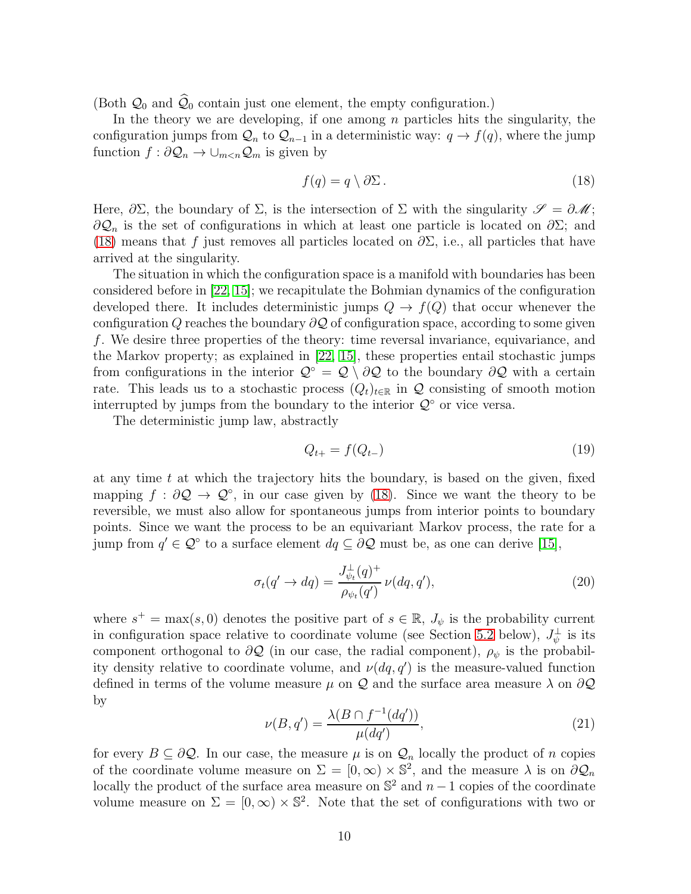(Both $\mathcal{Q}_0$ and $\widehat{\mathcal{Q}}_0$ contain just one element, the empty configuration.)

In the theory we are developing, if one among $n$ particles hits the singularity, the configuration jumps from $\mathcal{Q}_n$ to $\mathcal{Q}_{n-1}$ in a deterministic way: $q \to f(q)$, where the jump function $f : \partial\mathcal{Q}_n \to \cup_{m<n}\mathcal{Q}_m$ is given by

$$f(q) = q \setminus \partial\Sigma\,. \tag{18}$$

Here, $\partial\Sigma$, the boundary of $\Sigma$, is the intersection of $\Sigma$ with the singularity $\mathscr{S} = \partial\mathscr{M}$; $\partial\mathcal{Q}_n$ is the set of configurations in which at least one particle is located on $\partial\Sigma$; and (18) means that $f$ just removes all particles located on $\partial\Sigma$, i.e., all particles that have arrived at the singularity.

The situation in which the configuration space is a manifold with boundaries has been considered before in [22, 15]; we recapitulate the Bohmian dynamics of the configuration developed there. It includes deterministic jumps $Q \to f(Q)$ that occur whenever the configuration $Q$ reaches the boundary $\partial\mathcal{Q}$ of configuration space, according to some given $f$. We desire three properties of the theory: time reversal invariance, equivariance, and the Markov property; as explained in [22, 15], these properties entail stochastic jumps from configurations in the interior $\mathcal{Q}^\circ = \mathcal{Q} \setminus \partial\mathcal{Q}$ to the boundary $\partial\mathcal{Q}$ with a certain rate. This leads us to a stochastic process $(Q_t)_{t\in\mathbb{R}}$ in $\mathcal{Q}$ consisting of smooth motion interrupted by jumps from the boundary to the interior $\mathcal{Q}^\circ$ or vice versa.

The deterministic jump law, abstractly

$$Q_{t+} = f(Q_{t-}) \tag{19}$$

at any time $t$ at which the trajectory hits the boundary, is based on the given, fixed mapping $f : \partial\mathcal{Q} \to \mathcal{Q}^\circ$, in our case given by (18). Since we want the theory to be reversible, we must also allow for spontaneous jumps from interior points to boundary points. Since we want the process to be an equivariant Markov process, the rate for a jump from $q' \in \mathcal{Q}^\circ$ to a surface element $dq \subseteq \partial\mathcal{Q}$ must be, as one can derive [15],

$$\sigma_t(q' \to dq) = \frac{J^\perp_{\psi_t}(q)^+}{\rho_{\psi_t}(q')}\,\nu(dq, q'), \tag{20}$$

where $s^+ = \max(s, 0)$ denotes the positive part of $s \in \mathbb{R}$, $J_\psi$ is the probability current in configuration space relative to coordinate volume (see Section 5.2 below), $J^\perp_\psi$ is its component orthogonal to $\partial\mathcal{Q}$ (in our case, the radial component), $\rho_\psi$ is the probability density relative to coordinate volume, and $\nu(dq, q')$ is the measure-valued function defined in terms of the volume measure $\mu$ on $\mathcal{Q}$ and the surface area measure $\lambda$ on $\partial\mathcal{Q}$ by

$$\nu(B, q') = \frac{\lambda(B \cap f^{-1}(dq'))}{\mu(dq')}, \tag{21}$$

for every $B \subseteq \partial\mathcal{Q}$. In our case, the measure $\mu$ is on $\mathcal{Q}_n$ locally the product of $n$ copies of the coordinate volume measure on $\Sigma = [0, \infty) \times \mathbb{S}^2$, and the measure $\lambda$ is on $\partial\mathcal{Q}_n$ locally the product of the surface area measure on $\mathbb{S}^2$ and $n - 1$ copies of the coordinate volume measure on $\Sigma = [0, \infty) \times \mathbb{S}^2$. Note that the set of configurations with two or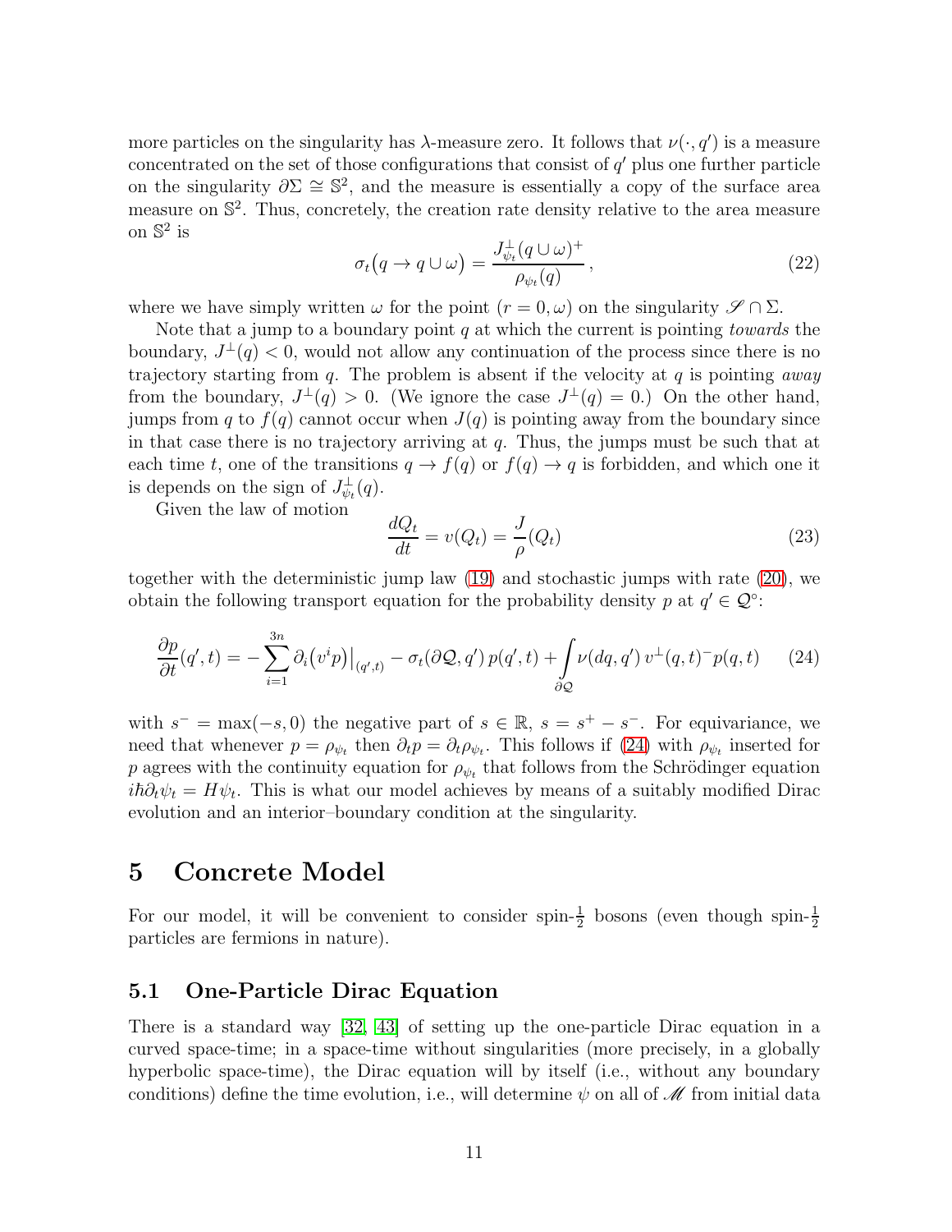more particles on the singularity has $\lambda$-measure zero. It follows that $\nu(\cdot, q')$ is a measure concentrated on the set of those configurations that consist of $q'$ plus one further particle on the singularity $\partial\Sigma \cong \mathbb{S}^2$, and the measure is essentially a copy of the surface area measure on $\mathbb{S}^2$. Thus, concretely, the creation rate density relative to the area measure on $\mathbb{S}^2$ is

$$\sigma_t\big(q \to q \cup \omega\big) = \frac{J^\perp_{\psi_t}(q \cup \omega)^+}{\rho_{\psi_t}(q)}\,, \tag{22}$$

where we have simply written $\omega$ for the point $(r = 0, \omega)$ on the singularity $\mathscr{S} \cap \Sigma$.

Note that a jump to a boundary point $q$ at which the current is pointing *towards* the boundary, $J^\perp(q) < 0$, would not allow any continuation of the process since there is no trajectory starting from $q$. The problem is absent if the velocity at $q$ is pointing *away* from the boundary, $J^\perp(q) > 0$. (We ignore the case $J^\perp(q) = 0$.) On the other hand, jumps from $q$ to $f(q)$ cannot occur when $J(q)$ is pointing away from the boundary since in that case there is no trajectory arriving at $q$. Thus, the jumps must be such that at each time $t$, one of the transitions $q \to f(q)$ or $f(q) \to q$ is forbidden, and which one it is depends on the sign of $J^\perp_{\psi_t}(q)$.

Given the law of motion

$$\frac{dQ_t}{dt} = v(Q_t) = \frac{J}{\rho}(Q_t) \tag{23}$$

together with the deterministic jump law (19) and stochastic jumps with rate (20), we obtain the following transport equation for the probability density $p$ at $q' \in \mathcal{Q}^\circ$:

$$\frac{\partial p}{\partial t}(q', t) = -\sum_{i=1}^{3n} \partial_i\big(v^i p\big)\big|_{(q',t)} - \sigma_t(\partial\mathcal{Q}, q')\, p(q', t) + \int_{\partial\mathcal{Q}} \nu(dq, q')\, v^\perp(q, t)^- p(q, t) \tag{24}$$

with $s^- = \max(-s, 0)$ the negative part of $s \in \mathbb{R}$, $s = s^+ - s^-$. For equivariance, we need that whenever $p = \rho_{\psi_t}$ then $\partial_t p = \partial_t \rho_{\psi_t}$. This follows if (24) with $\rho_{\psi_t}$ inserted for $p$ agrees with the continuity equation for $\rho_{\psi_t}$ that follows from the Schrödinger equation $i\hbar\partial_t\psi_t = H\psi_t$. This is what our model achieves by means of a suitably modified Dirac evolution and an interior–boundary condition at the singularity.

# 5 Concrete Model

For our model, it will be convenient to consider spin-$\frac{1}{2}$ bosons (even though spin-$\frac{1}{2}$ particles are fermions in nature).

## 5.1 One-Particle Dirac Equation

There is a standard way [32, 43] of setting up the one-particle Dirac equation in a curved space-time; in a space-time without singularities (more precisely, in a globally hyperbolic space-time), the Dirac equation will by itself (i.e., without any boundary conditions) define the time evolution, i.e., will determine $\psi$ on all of $\mathscr{M}$ from initial data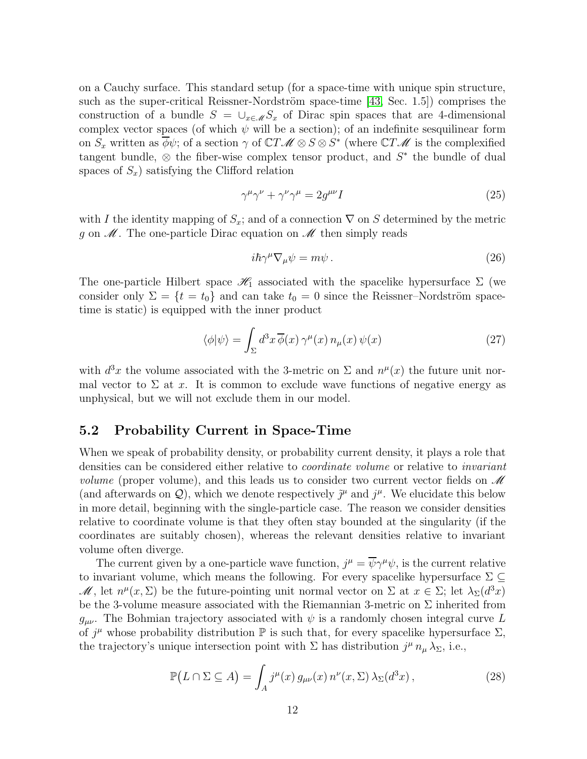on a Cauchy surface. This standard setup (for a space-time with unique spin structure, such as the super-critical Reissner-Nordström space-time [43, Sec. 1.5]) comprises the construction of a bundle $S = \cup_{x\in\mathscr{M}} S_x$ of Dirac spin spaces that are 4-dimensional complex vector spaces (of which $\psi$ will be a section); of an indefinite sesquilinear form on $S_x$ written as $\overline{\phi}\psi$; of a section $\gamma$ of $\mathbb{C}T\mathscr{M} \otimes S \otimes S^*$ (where $\mathbb{C}T\mathscr{M}$ is the complexified tangent bundle, $\otimes$ the fiber-wise complex tensor product, and $S^*$ the bundle of dual spaces of $S_x$) satisfying the Clifford relation

$$\gamma^\mu \gamma^\nu + \gamma^\nu \gamma^\mu = 2g^{\mu\nu} I \tag{25}$$

with $I$ the identity mapping of $S_x$; and of a connection $\nabla$ on $S$ determined by the metric $g$ on $\mathscr{M}$. The one-particle Dirac equation on $\mathscr{M}$ then simply reads

$$i\hbar \gamma^\mu \nabla_\mu \psi = m\psi\,. \tag{26}$$

The one-particle Hilbert space $\mathscr{H}_1$ associated with the spacelike hypersurface $\Sigma$ (we consider only $\Sigma = \{t = t_0\}$ and can take $t_0 = 0$ since the Reissner–Nordström space-time is static) is equipped with the inner product

$$\langle \phi | \psi \rangle = \int_\Sigma d^3x\, \overline{\phi}(x)\, \gamma^\mu(x)\, n_\mu(x)\, \psi(x) \tag{27}$$

with $d^3x$ the volume associated with the 3-metric on $\Sigma$ and $n^\mu(x)$ the future unit normal vector to $\Sigma$ at $x$. It is common to exclude wave functions of negative energy as unphysical, but we will not exclude them in our model.

## 5.2 Probability Current in Space-Time

When we speak of probability density, or probability current density, it plays a role that densities can be considered either relative to *coordinate volume* or relative to *invariant volume* (proper volume), and this leads us to consider two current vector fields on $\mathscr{M}$ (and afterwards on $\mathcal{Q}$), which we denote respectively $\tilde{\jmath}^\mu$ and $j^\mu$. We elucidate this below in more detail, beginning with the single-particle case. The reason we consider densities relative to coordinate volume is that they often stay bounded at the singularity (if the coordinates are suitably chosen), whereas the relevant densities relative to invariant volume often diverge.

The current given by a one-particle wave function, $j^\mu = \overline{\psi}\gamma^\mu\psi$, is the current relative to invariant volume, which means the following. For every spacelike hypersurface $\Sigma \subseteq \mathscr{M}$, let $n^\mu(x, \Sigma)$ be the future-pointing unit normal vector on $\Sigma$ at $x \in \Sigma$; let $\lambda_\Sigma(d^3x)$ be the 3-volume measure associated with the Riemannian 3-metric on $\Sigma$ inherited from $g_{\mu\nu}$. The Bohmian trajectory associated with $\psi$ is a randomly chosen integral curve $L$ of $j^\mu$ whose probability distribution $\mathbb{P}$ is such that, for every spacelike hypersurface $\Sigma$, the trajectory's unique intersection point with $\Sigma$ has distribution $j^\mu\, n_\mu\, \lambda_\Sigma$, i.e.,

$$\mathbb{P}\big(L \cap \Sigma \subseteq A\big) = \int_A j^\mu(x)\, g_{\mu\nu}(x)\, n^\nu(x, \Sigma)\, \lambda_\Sigma(d^3x)\,, \tag{28}$$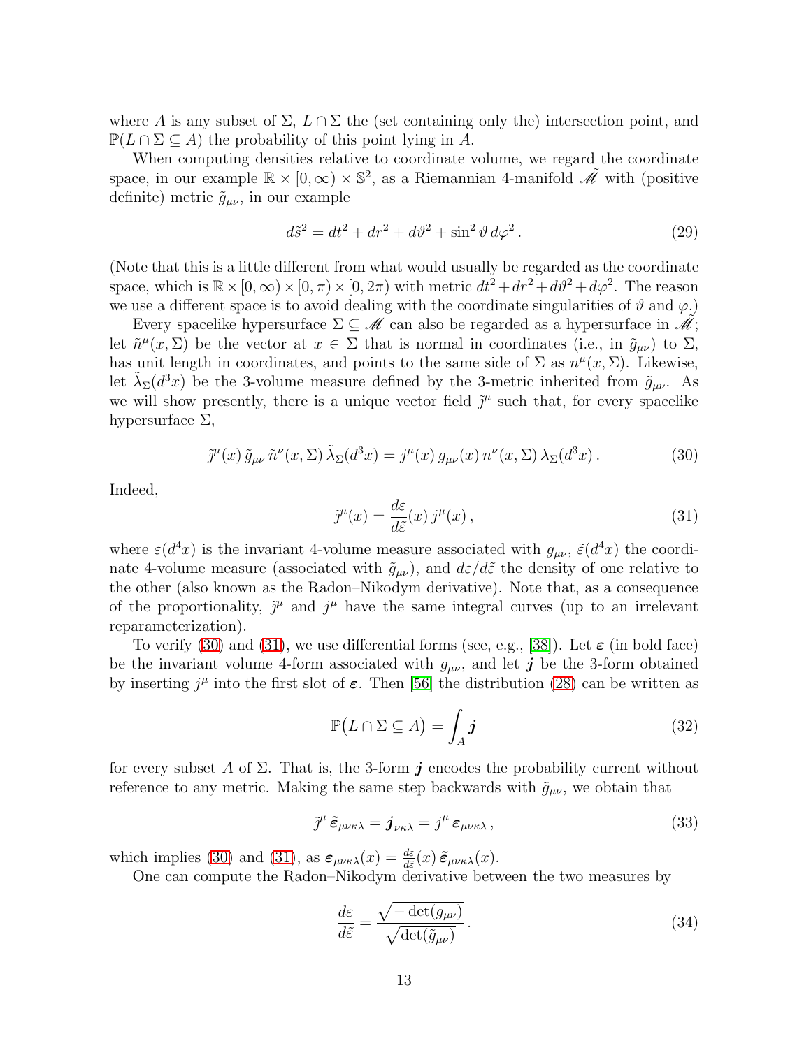where $A$ is any subset of $\Sigma$, $L \cap \Sigma$ the (set containing only the) intersection point, and $\mathbb{P}(L \cap \Sigma \subseteq A)$ the probability of this point lying in $A$.

When computing densities relative to coordinate volume, we regard the coordinate space, in our example $\mathbb{R} \times [0, \infty) \times \mathbb{S}^2$, as a Riemannian 4-manifold $\tilde{\mathscr{M}}$ with (positive definite) metric $\tilde{g}_{\mu\nu}$, in our example

$$d\tilde{s}^2 = dt^2 + dr^2 + d\vartheta^2 + \sin^2\vartheta \, d\varphi^2 \,. \tag{29}$$

(Note that this is a little different from what would usually be regarded as the coordinate space, which is $\mathbb{R} \times [0, \infty) \times [0, \pi) \times [0, 2\pi)$ with metric $dt^2 + dr^2 + d\vartheta^2 + d\varphi^2$. The reason we use a different space is to avoid dealing with the coordinate singularities of $\vartheta$ and $\varphi$.)

Every spacelike hypersurface $\Sigma \subseteq \mathscr{M}$ can also be regarded as a hypersurface in $\tilde{\mathscr{M}}$; let $\tilde{n}^\mu(x, \Sigma)$ be the vector at $x \in \Sigma$ that is normal in coordinates (i.e., in $\tilde{g}_{\mu\nu}$) to $\Sigma$, has unit length in coordinates, and points to the same side of $\Sigma$ as $n^\mu(x, \Sigma)$. Likewise, let $\tilde{\lambda}_\Sigma(d^3x)$ be the 3-volume measure defined by the 3-metric inherited from $\tilde{g}_{\mu\nu}$. As we will show presently, there is a unique vector field $\tilde{\jmath}^\mu$ such that, for every spacelike hypersurface $\Sigma$,

$$\tilde{\jmath}^\mu(x) \, \tilde{g}_{\mu\nu} \, \tilde{n}^\nu(x, \Sigma) \, \tilde{\lambda}_\Sigma(d^3x) = j^\mu(x) \, g_{\mu\nu}(x) \, n^\nu(x, \Sigma) \, \lambda_\Sigma(d^3x) \,. \tag{30}$$

Indeed,

$$\tilde{\jmath}^\mu(x) = \frac{d\varepsilon}{d\tilde{\varepsilon}}(x) \, j^\mu(x) \,, \tag{31}$$

where $\varepsilon(d^4x)$ is the invariant 4-volume measure associated with $g_{\mu\nu}$, $\tilde{\varepsilon}(d^4x)$ the coordinate 4-volume measure (associated with $\tilde{g}_{\mu\nu}$), and $d\varepsilon/d\tilde{\varepsilon}$ the density of one relative to the other (also known as the Radon–Nikodym derivative). Note that, as a consequence of the proportionality, $\tilde{\jmath}^\mu$ and $j^\mu$ have the same integral curves (up to an irrelevant reparameterization).

To verify (30) and (31), we use differential forms (see, e.g., [38]). Let $\boldsymbol{\varepsilon}$ (in bold face) be the invariant volume 4-form associated with $g_{\mu\nu}$, and let $\boldsymbol{j}$ be the 3-form obtained by inserting $j^\mu$ into the first slot of $\boldsymbol{\varepsilon}$. Then [56] the distribution (28) can be written as

$$\mathbb{P}\big(L \cap \Sigma \subseteq A\big) = \int_A \boldsymbol{j} \tag{32}$$

for every subset $A$ of $\Sigma$. That is, the 3-form $\boldsymbol{j}$ encodes the probability current without reference to any metric. Making the same step backwards with $\tilde{g}_{\mu\nu}$, we obtain that

$$\tilde{\jmath}^\mu \, \tilde{\boldsymbol{\varepsilon}}_{\mu\nu\kappa\lambda} = \boldsymbol{j}_{\nu\kappa\lambda} = j^\mu \, \boldsymbol{\varepsilon}_{\mu\nu\kappa\lambda} \,, \tag{33}$$

which implies (30) and (31), as $\boldsymbol{\varepsilon}_{\mu\nu\kappa\lambda}(x) = \frac{d\varepsilon}{d\tilde{\varepsilon}}(x) \, \tilde{\boldsymbol{\varepsilon}}_{\mu\nu\kappa\lambda}(x)$.

One can compute the Radon–Nikodym derivative between the two measures by

$$\frac{d\varepsilon}{d\tilde{\varepsilon}} = \frac{\sqrt{-\det(g_{\mu\nu})}}{\sqrt{\det(\tilde{g}_{\mu\nu})}} \,. \tag{34}$$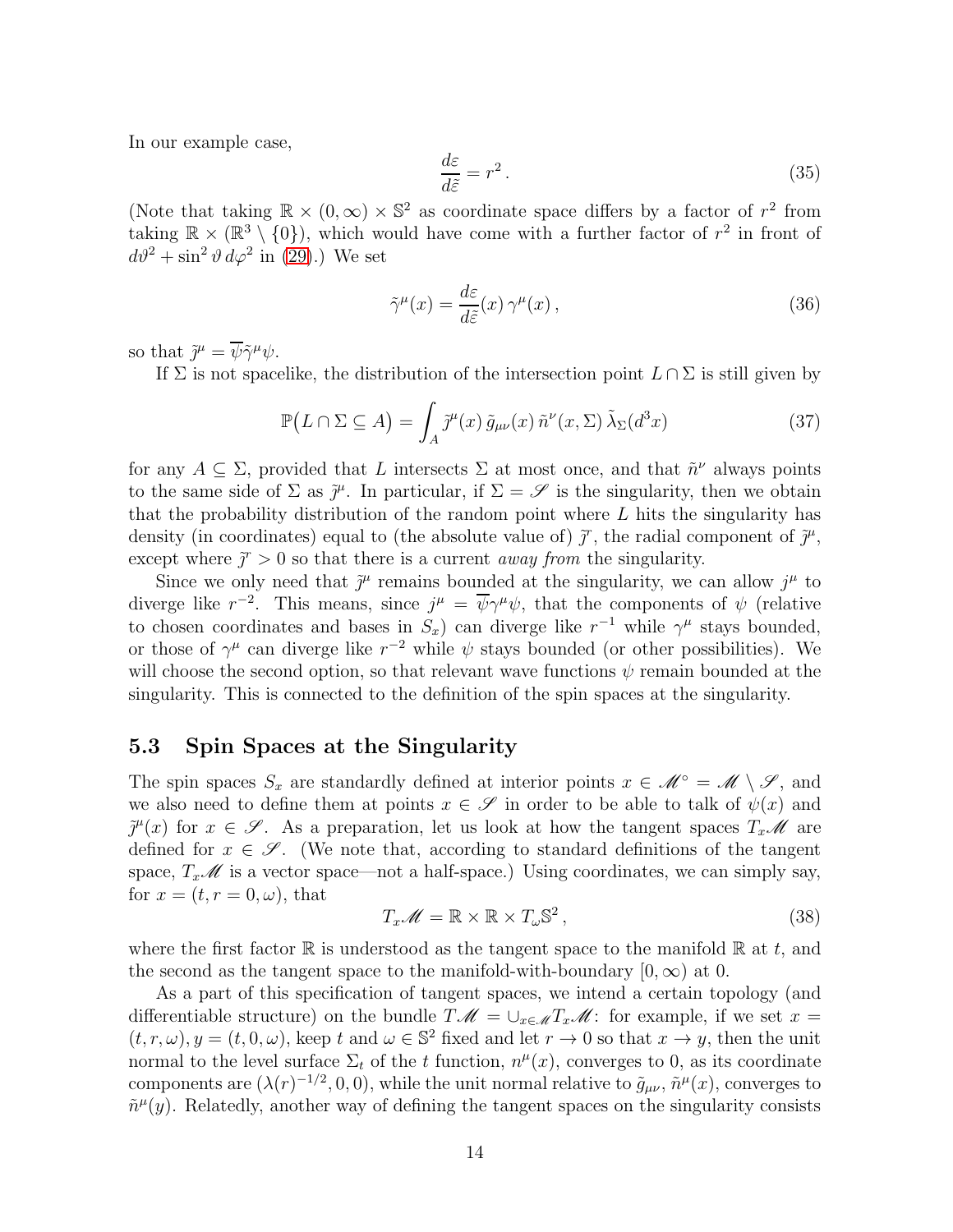In our example case,

$$\frac{d\varepsilon}{d\tilde{\varepsilon}} = r^2 \,. \tag{35}$$

(Note that taking $\mathbb{R} \times (0,\infty) \times \mathbb{S}^2$ as coordinate space differs by a factor of $r^2$ from taking $\mathbb{R} \times (\mathbb{R}^3 \setminus \{0\})$, which would have come with a further factor of $r^2$ in front of $d\vartheta^2 + \sin^2\vartheta\, d\varphi^2$ in (29).) We set

$$\tilde{\gamma}^\mu(x) = \frac{d\varepsilon}{d\tilde{\varepsilon}}(x)\, \gamma^\mu(x) \,, \tag{36}$$

so that $\tilde{j}^\mu = \overline{\psi}\tilde{\gamma}^\mu\psi$.

If $\Sigma$ is not spacelike, the distribution of the intersection point $L \cap \Sigma$ is still given by

$$\mathbb{P}\big(L \cap \Sigma \subseteq A\big) = \int_A \tilde{j}^\mu(x)\, \tilde{g}_{\mu\nu}(x)\, \tilde{n}^\nu(x,\Sigma)\, \tilde{\lambda}_\Sigma(d^3x) \tag{37}$$

for any $A \subseteq \Sigma$, provided that $L$ intersects $\Sigma$ at most once, and that $\tilde{n}^\nu$ always points to the same side of $\Sigma$ as $\tilde{j}^\mu$. In particular, if $\Sigma = \mathscr{S}$ is the singularity, then we obtain that the probability distribution of the random point where $L$ hits the singularity has density (in coordinates) equal to (the absolute value of) $\tilde{j}^r$, the radial component of $\tilde{j}^\mu$, except where $\tilde{j}^r > 0$ so that there is a current *away from* the singularity.

Since we only need that $\tilde{j}^\mu$ remains bounded at the singularity, we can allow $j^\mu$ to diverge like $r^{-2}$. This means, since $j^\mu = \overline{\psi}\gamma^\mu\psi$, that the components of $\psi$ (relative to chosen coordinates and bases in $S_x$) can diverge like $r^{-1}$ while $\gamma^\mu$ stays bounded, or those of $\gamma^\mu$ can diverge like $r^{-2}$ while $\psi$ stays bounded (or other possibilities). We will choose the second option, so that relevant wave functions $\psi$ remain bounded at the singularity. This is connected to the definition of the spin spaces at the singularity.

## 5.3 Spin Spaces at the Singularity

The spin spaces $S_x$ are standardly defined at interior points $x \in \mathscr{M}^\circ = \mathscr{M} \setminus \mathscr{S}$, and we also need to define them at points $x \in \mathscr{S}$ in order to be able to talk of $\psi(x)$ and $\tilde{j}^\mu(x)$ for $x \in \mathscr{S}$. As a preparation, let us look at how the tangent spaces $T_x\mathscr{M}$ are defined for $x \in \mathscr{S}$. (We note that, according to standard definitions of the tangent space, $T_x\mathscr{M}$ is a vector space—not a half-space.) Using coordinates, we can simply say, for $x = (t, r = 0, \omega)$, that

$$T_x\mathscr{M} = \mathbb{R} \times \mathbb{R} \times T_\omega\mathbb{S}^2 \,, \tag{38}$$

where the first factor $\mathbb{R}$ is understood as the tangent space to the manifold $\mathbb{R}$ at $t$, and the second as the tangent space to the manifold-with-boundary $[0,\infty)$ at 0.

As a part of this specification of tangent spaces, we intend a certain topology (and differentiable structure) on the bundle $T\mathscr{M} = \cup_{x\in\mathscr{M}} T_x\mathscr{M}$: for example, if we set $x = (t, r, \omega), y = (t, 0, \omega)$, keep $t$ and $\omega \in \mathbb{S}^2$ fixed and let $r \to 0$ so that $x \to y$, then the unit normal to the level surface $\Sigma_t$ of the $t$ function, $n^\mu(x)$, converges to 0, as its coordinate components are $(\lambda(r)^{-1/2}, 0, 0)$, while the unit normal relative to $\tilde{g}_{\mu\nu}$, $\tilde{n}^\mu(x)$, converges to $\tilde{n}^\mu(y)$. Relatedly, another way of defining the tangent spaces on the singularity consists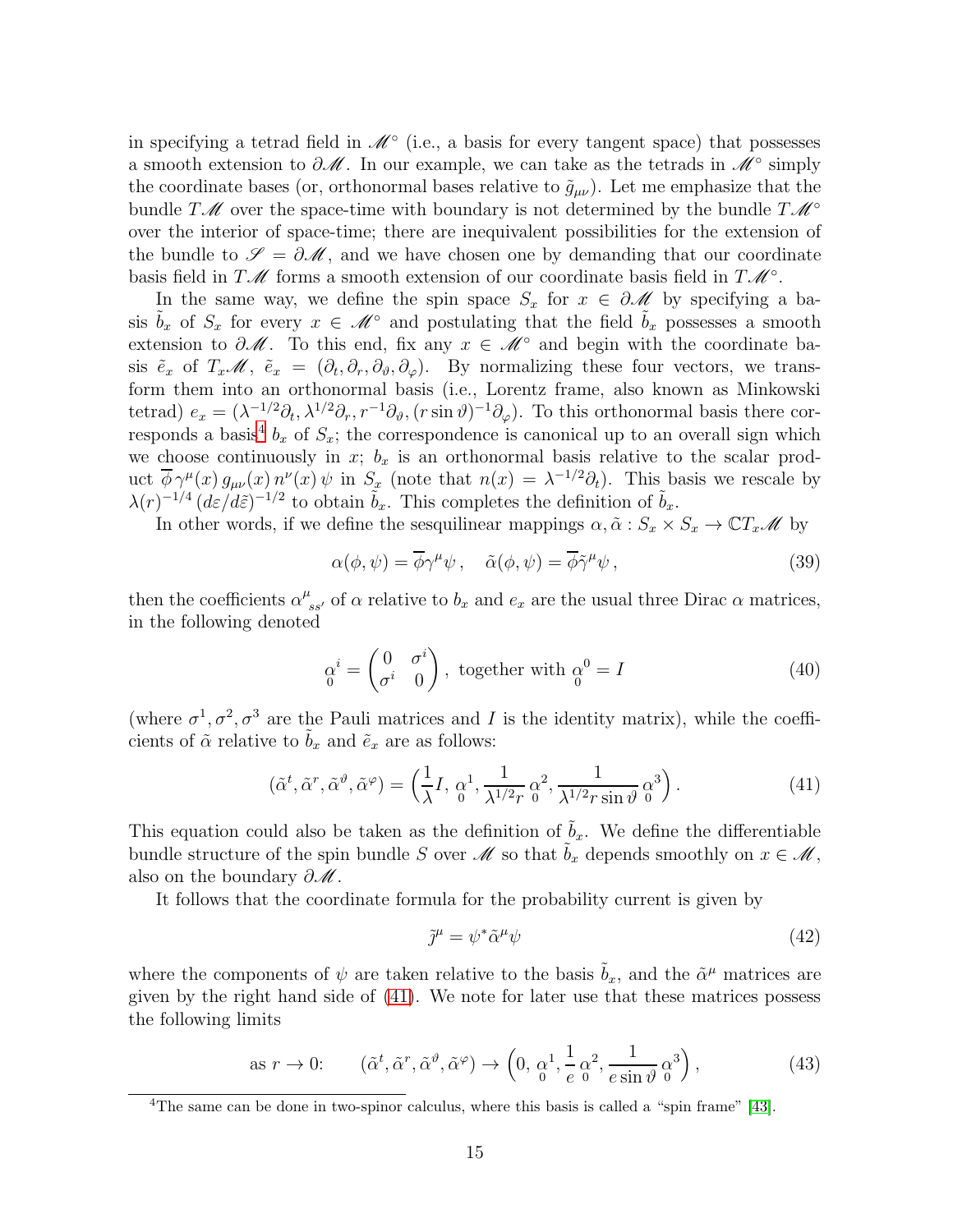in specifying a tetrad field in $\mathscr{M}^\circ$ (i.e., a basis for every tangent space) that possesses a smooth extension to $\partial\mathscr{M}$. In our example, we can take as the tetrads in $\mathscr{M}^\circ$ simply the coordinate bases (or, orthonormal bases relative to $\tilde{g}_{\mu\nu}$). Let me emphasize that the bundle $T\mathscr{M}$ over the space-time with boundary is not determined by the bundle $T\mathscr{M}^\circ$ over the interior of space-time; there are inequivalent possibilities for the extension of the bundle to $\mathscr{S} = \partial\mathscr{M}$, and we have chosen one by demanding that our coordinate basis field in $T\mathscr{M}$ forms a smooth extension of our coordinate basis field in $T\mathscr{M}^\circ$.

In the same way, we define the spin space $S_x$ for $x \in \partial\mathscr{M}$ by specifying a basis $\tilde{b}_x$ of $S_x$ for every $x \in \mathscr{M}^\circ$ and postulating that the field $\tilde{b}_x$ possesses a smooth extension to $\partial\mathscr{M}$. To this end, fix any $x \in \mathscr{M}^\circ$ and begin with the coordinate basis $\tilde{e}_x$ of $T_x\mathscr{M}$, $\tilde{e}_x = (\partial_t, \partial_r, \partial_\vartheta, \partial_\varphi)$. By normalizing these four vectors, we transform them into an orthonormal basis (i.e., Lorentz frame, also known as Minkowski tetrad) $e_x = (\lambda^{-1/2}\partial_t, \lambda^{1/2}\partial_r, r^{-1}\partial_\vartheta, (r\sin\vartheta)^{-1}\partial_\varphi)$. To this orthonormal basis there corresponds a basis[4] $b_x$ of $S_x$; the correspondence is canonical up to an overall sign which we choose continuously in $x$; $b_x$ is an orthonormal basis relative to the scalar product $\overline{\phi}\,\gamma^\mu(x)\,g_{\mu\nu}(x)\,n^\nu(x)\,\psi$ in $S_x$ (note that $n(x) = \lambda^{-1/2}\partial_t$). This basis we rescale by $\lambda(r)^{-1/4}\,(d\varepsilon/d\tilde{\varepsilon})^{-1/2}$ to obtain $\tilde{b}_x$. This completes the definition of $\tilde{b}_x$.

In other words, if we define the sesquilinear mappings $\alpha, \tilde{\alpha} : S_x \times S_x \to \mathbb{C}T_x\mathscr{M}$ by

$$\alpha(\phi,\psi) = \overline{\phi}\gamma^\mu\psi\,, \quad \tilde{\alpha}(\phi,\psi) = \overline{\phi}\tilde{\gamma}^\mu\psi\,, \tag{39}$$

then the coefficients $\alpha^\mu_{\ ss'}$ of $\alpha$ relative to $b_x$ and $e_x$ are the usual three Dirac $\alpha$ matrices, in the following denoted

$$\underset{0}{\alpha}^i = \begin{pmatrix} 0 & \sigma^i \\ \sigma^i & 0 \end{pmatrix}, \text{ together with } \underset{0}{\alpha}^0 = I \tag{40}$$

(where $\sigma^1, \sigma^2, \sigma^3$ are the Pauli matrices and $I$ is the identity matrix), while the coefficients of $\tilde{\alpha}$ relative to $\tilde{b}_x$ and $\tilde{e}_x$ are as follows:

$$(\tilde{\alpha}^t, \tilde{\alpha}^r, \tilde{\alpha}^\vartheta, \tilde{\alpha}^\varphi) = \Bigl(\frac{1}{\lambda}I,\ \underset{0}{\alpha}^1, \frac{1}{\lambda^{1/2}r}\,\underset{0}{\alpha}^2, \frac{1}{\lambda^{1/2}r\sin\vartheta}\,\underset{0}{\alpha}^3\Bigr)\,. \tag{41}$$

This equation could also be taken as the definition of $\tilde{b}_x$. We define the differentiable bundle structure of the spin bundle $S$ over $\mathscr{M}$ so that $\tilde{b}_x$ depends smoothly on $x \in \mathscr{M}$, also on the boundary $\partial\mathscr{M}$.

It follows that the coordinate formula for the probability current is given by

$$\tilde{j}^\mu = \psi^*\tilde{\alpha}^\mu\psi \tag{42}$$

where the components of $\psi$ are taken relative to the basis $\tilde{b}_x$, and the $\tilde{\alpha}^\mu$ matrices are given by the right hand side of (41). We note for later use that these matrices possess the following limits

$$\text{as } r \to 0: \qquad (\tilde{\alpha}^t, \tilde{\alpha}^r, \tilde{\alpha}^\vartheta, \tilde{\alpha}^\varphi) \to \Bigl(0,\ \underset{0}{\alpha}^1, \frac{1}{e}\,\underset{0}{\alpha}^2, \frac{1}{e\sin\vartheta}\,\underset{0}{\alpha}^3\Bigr)\,, \tag{43}$$

[4] The same can be done in two-spinor calculus, where this basis is called a "spin frame" [43].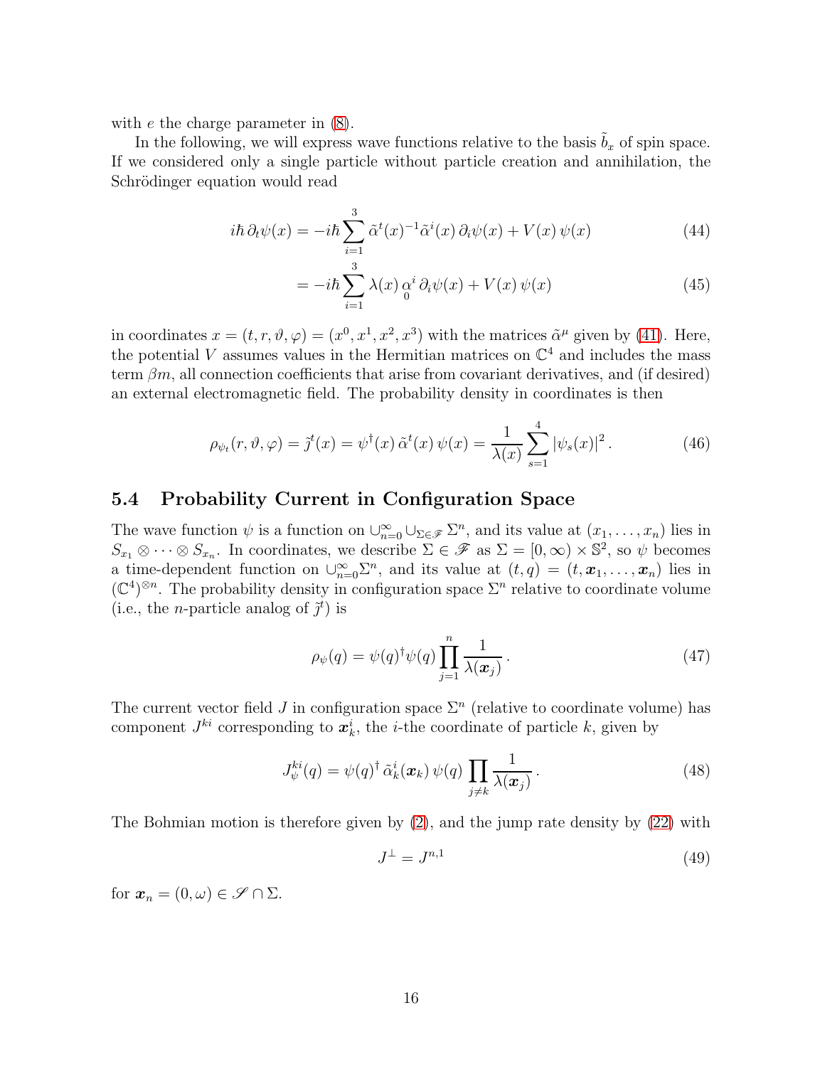with $e$ the charge parameter in (8).

In the following, we will express wave functions relative to the basis $\tilde{b}_x$ of spin space. If we considered only a single particle without particle creation and annihilation, the Schrödinger equation would read

$$
\begin{aligned}
i\hbar\,\partial_t\psi(x) &= -i\hbar\sum_{i=1}^{3}\tilde{\alpha}^t(x)^{-1}\tilde{\alpha}^i(x)\,\partial_i\psi(x) + V(x)\,\psi(x) &(44)\\
&= -i\hbar\sum_{i=1}^{3}\lambda(x)\,\underset{0}{\alpha}^i\,\partial_i\psi(x) + V(x)\,\psi(x) &(45)
\end{aligned}
$$

in coordinates $x = (t, r, \vartheta, \varphi) = (x^0, x^1, x^2, x^3)$ with the matrices $\tilde{\alpha}^\mu$ given by (41). Here, the potential $V$ assumes values in the Hermitian matrices on $\mathbb{C}^4$ and includes the mass term $\beta m$, all connection coefficients that arise from covariant derivatives, and (if desired) an external electromagnetic field. The probability density in coordinates is then

$$
\rho_{\psi_t}(r,\vartheta,\varphi) = \tilde{j}^t(x) = \psi^\dagger(x)\,\tilde{\alpha}^t(x)\,\psi(x) = \frac{1}{\lambda(x)}\sum_{s=1}^{4}|\psi_s(x)|^2\,. \tag{46}
$$

## 5.4 Probability Current in Configuration Space

The wave function $\psi$ is a function on $\cup_{n=0}^{\infty}\cup_{\Sigma\in\mathscr{F}}\Sigma^n$, and its value at $(x_1,\ldots,x_n)$ lies in $S_{x_1}\otimes\cdots\otimes S_{x_n}$. In coordinates, we describe $\Sigma\in\mathscr{F}$ as $\Sigma = [0,\infty)\times\mathbb{S}^2$, so $\psi$ becomes a time-dependent function on $\cup_{n=0}^{\infty}\Sigma^n$, and its value at $(t,q) = (t,\boldsymbol{x}_1,\ldots,\boldsymbol{x}_n)$ lies in $(\mathbb{C}^4)^{\otimes n}$. The probability density in configuration space $\Sigma^n$ relative to coordinate volume (i.e., the $n$-particle analog of $\tilde{j}^t$) is

$$
\rho_\psi(q) = \psi(q)^\dagger\psi(q)\prod_{j=1}^{n}\frac{1}{\lambda(\boldsymbol{x}_j)}\,. \tag{47}
$$

The current vector field $J$ in configuration space $\Sigma^n$ (relative to coordinate volume) has component $J^{ki}$ corresponding to $\boldsymbol{x}_k^i$, the $i$-the coordinate of particle $k$, given by

$$
J_\psi^{ki}(q) = \psi(q)^\dagger\,\tilde{\alpha}_k^i(\boldsymbol{x}_k)\,\psi(q)\prod_{j\neq k}\frac{1}{\lambda(\boldsymbol{x}_j)}\,. \tag{48}
$$

The Bohmian motion is therefore given by (2), and the jump rate density by (22) with

$$
J^\perp = J^{n,1} \tag{49}
$$

for $\boldsymbol{x}_n = (0,\omega)\in\mathscr{S}\cap\Sigma$.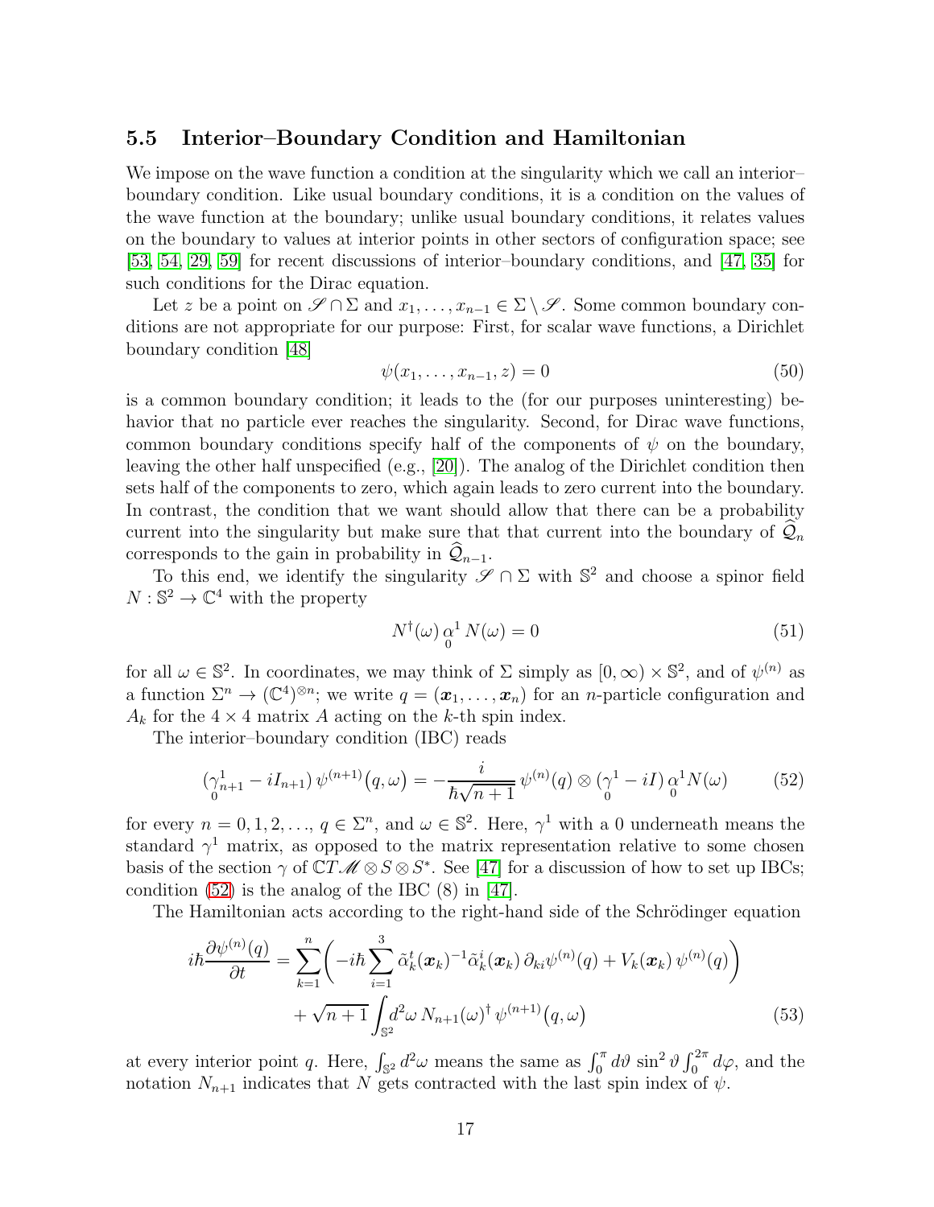### 5.5 Interior–Boundary Condition and Hamiltonian

We impose on the wave function a condition at the singularity which we call an interior–boundary condition. Like usual boundary conditions, it is a condition on the values of the wave function at the boundary; unlike usual boundary conditions, it relates values on the boundary to values at interior points in other sectors of configuration space; see [53, 54, 29, 59] for recent discussions of interior–boundary conditions, and [47, 35] for such conditions for the Dirac equation.

Let $z$ be a point on $\mathscr{S} \cap \Sigma$ and $x_1, \ldots, x_{n-1} \in \Sigma \setminus \mathscr{S}$. Some common boundary conditions are not appropriate for our purpose: First, for scalar wave functions, a Dirichlet boundary condition [48]

$$\psi(x_1, \ldots, x_{n-1}, z) = 0 \tag{50}$$

is a common boundary condition; it leads to the (for our purposes uninteresting) behavior that no particle ever reaches the singularity. Second, for Dirac wave functions, common boundary conditions specify half of the components of $\psi$ on the boundary, leaving the other half unspecified (e.g., [20]). The analog of the Dirichlet condition then sets half of the components to zero, which again leads to zero current into the boundary. In contrast, the condition that we want should allow that there can be a probability current into the singularity but make sure that that current into the boundary of $\widehat{\mathcal{Q}}_n$ corresponds to the gain in probability in $\widehat{\mathcal{Q}}_{n-1}$.

To this end, we identify the singularity $\mathscr{S} \cap \Sigma$ with $\mathbb{S}^2$ and choose a spinor field $N : \mathbb{S}^2 \to \mathbb{C}^4$ with the property

$$N^\dagger(\omega) \underset{0}{\alpha}^1 N(\omega) = 0 \tag{51}$$

for all $\omega \in \mathbb{S}^2$. In coordinates, we may think of $\Sigma$ simply as $[0, \infty) \times \mathbb{S}^2$, and of $\psi^{(n)}$ as a function $\Sigma^n \to (\mathbb{C}^4)^{\otimes n}$; we write $q = (\boldsymbol{x}_1, \ldots, \boldsymbol{x}_n)$ for an $n$-particle configuration and $A_k$ for the $4 \times 4$ matrix $A$ acting on the $k$-th spin index.

The interior–boundary condition (IBC) reads

$$(\underset{0}{\gamma}^1_{n+1} - iI_{n+1})\, \psi^{(n+1)}\big(q, \omega\big) = -\frac{i}{\hbar\sqrt{n+1}}\, \psi^{(n)}(q) \otimes (\underset{0}{\gamma}^1 - iI)\, \underset{0}{\alpha}^1 N(\omega) \tag{52}$$

for every $n = 0, 1, 2, \ldots$, $q \in \Sigma^n$, and $\omega \in \mathbb{S}^2$. Here, $\gamma^1$ with a 0 underneath means the standard $\gamma^1$ matrix, as opposed to the matrix representation relative to some chosen basis of the section $\gamma$ of $\mathbb{C}T\mathscr{M} \otimes S \otimes S^*$. See [47] for a discussion of how to set up IBCs; condition (52) is the analog of the IBC (8) in [47].

The Hamiltonian acts according to the right-hand side of the Schrödinger equation

$$\begin{aligned} i\hbar \frac{\partial \psi^{(n)}(q)}{\partial t} = \sum_{k=1}^{n} \bigg( -i\hbar \sum_{i=1}^{3} \tilde{\alpha}^t_k(\boldsymbol{x}_k)^{-1} \tilde{\alpha}^i_k(\boldsymbol{x}_k)\, \partial_{ki} \psi^{(n)}(q) + V_k(\boldsymbol{x}_k)\, \psi^{(n)}(q) \bigg) \\ + \sqrt{n+1} \int_{\mathbb{S}^2} d^2\omega\, N_{n+1}(\omega)^\dagger\, \psi^{(n+1)}\big(q, \omega\big) \end{aligned} \tag{53}$$

at every interior point $q$. Here, $\int_{\mathbb{S}^2} d^2\omega$ means the same as $\int_0^\pi d\vartheta\, \sin^2\vartheta \int_0^{2\pi} d\varphi$, and the notation $N_{n+1}$ indicates that $N$ gets contracted with the last spin index of $\psi$.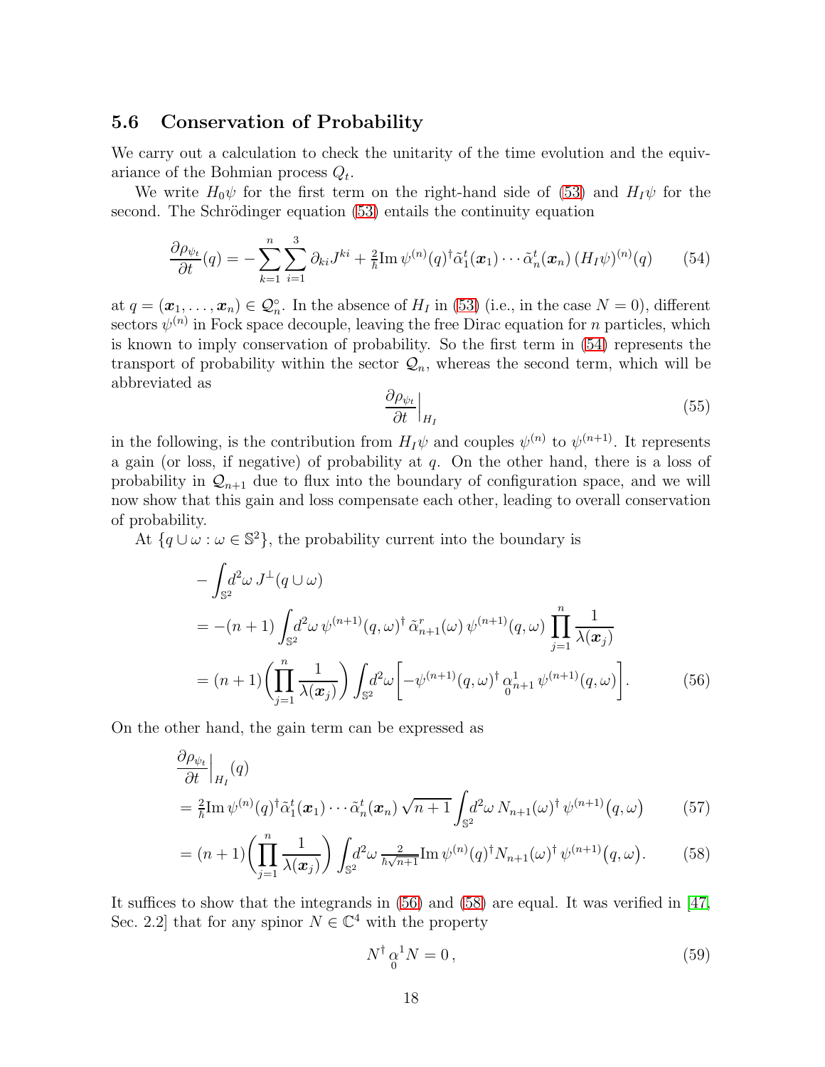### 5.6 Conservation of Probability

We carry out a calculation to check the unitarity of the time evolution and the equivariance of the Bohmian process $Q_t$.

We write $H_0\psi$ for the first term on the right-hand side of (53) and $H_I\psi$ for the second. The Schrödinger equation (53) entails the continuity equation

$$\frac{\partial \rho_{\psi_t}}{\partial t}(q) = -\sum_{k=1}^{n}\sum_{i=1}^{3}\partial_{ki}J^{ki} + \tfrac{2}{\hbar}\mathrm{Im}\,\psi^{(n)}(q)^\dagger \tilde{\alpha}_1^t(\boldsymbol{x}_1)\cdots\tilde{\alpha}_n^t(\boldsymbol{x}_n)\,(H_I\psi)^{(n)}(q) \tag{54}$$

at $q = (\boldsymbol{x}_1, \ldots, \boldsymbol{x}_n) \in \mathcal{Q}_n^\circ$. In the absence of $H_I$ in (53) (i.e., in the case $N = 0$), different sectors $\psi^{(n)}$ in Fock space decouple, leaving the free Dirac equation for $n$ particles, which is known to imply conservation of probability. So the first term in (54) represents the transport of probability within the sector $\mathcal{Q}_n$, whereas the second term, which will be abbreviated as

$$\frac{\partial \rho_{\psi_t}}{\partial t}\Big|_{H_I} \tag{55}$$

in the following, is the contribution from $H_I\psi$ and couples $\psi^{(n)}$ to $\psi^{(n+1)}$. It represents a gain (or loss, if negative) of probability at $q$. On the other hand, there is a loss of probability in $\mathcal{Q}_{n+1}$ due to flux into the boundary of configuration space, and we will now show that this gain and loss compensate each other, leading to overall conservation of probability.

At $\{q \cup \omega : \omega \in \mathbb{S}^2\}$, the probability current into the boundary is

$$\begin{aligned}
&-\int_{\mathbb{S}^2} d^2\omega\, J^\perp(q\cup\omega)\\
&= -(n+1)\int_{\mathbb{S}^2} d^2\omega\, \psi^{(n+1)}(q,\omega)^\dagger\, \tilde{\alpha}^r_{n+1}(\omega)\,\psi^{(n+1)}(q,\omega)\prod_{j=1}^{n}\frac{1}{\lambda(\boldsymbol{x}_j)}\\
&= (n+1)\biggl(\prod_{j=1}^{n}\frac{1}{\lambda(\boldsymbol{x}_j)}\biggr)\int_{\mathbb{S}^2} d^2\omega\biggl[-\psi^{(n+1)}(q,\omega)^\dagger\,\underset{0}{\alpha}{}^1_{n+1}\,\psi^{(n+1)}(q,\omega)\biggr].
\end{aligned} \tag{56}$$

On the other hand, the gain term can be expressed as

$$\begin{aligned}
&\frac{\partial \rho_{\psi_t}}{\partial t}\Big|_{H_I}(q)\\
&= \tfrac{2}{\hbar}\mathrm{Im}\,\psi^{(n)}(q)^\dagger\tilde{\alpha}_1^t(\boldsymbol{x}_1)\cdots\tilde{\alpha}_n^t(\boldsymbol{x}_n)\,\sqrt{n+1}\int_{\mathbb{S}^2} d^2\omega\, N_{n+1}(\omega)^\dagger\,\psi^{(n+1)}\bigl(q,\omega\bigr) \qquad (57)\\
&= (n+1)\biggl(\prod_{j=1}^{n}\frac{1}{\lambda(\boldsymbol{x}_j)}\biggr)\int_{\mathbb{S}^2} d^2\omega\, \tfrac{2}{\hbar\sqrt{n+1}}\mathrm{Im}\,\psi^{(n)}(q)^\dagger N_{n+1}(\omega)^\dagger\,\psi^{(n+1)}\bigl(q,\omega\bigr). \qquad (58)
\end{aligned}$$

It suffices to show that the integrands in (56) and (58) are equal. It was verified in [47, Sec. 2.2] that for any spinor $N \in \mathbb{C}^4$ with the property

$$N^\dagger \underset{0}{\alpha}{}^1 N = 0\,, \tag{59}$$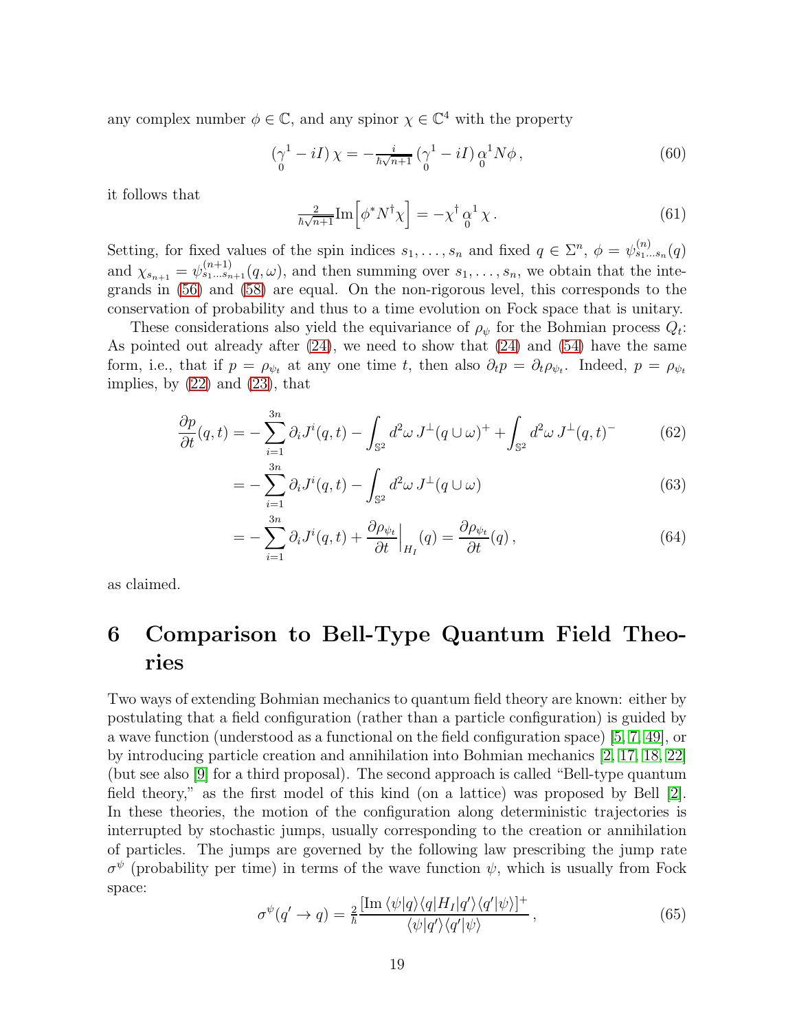any complex number $\phi \in \mathbb{C}$, and any spinor $\chi \in \mathbb{C}^4$ with the property

$$(\underset{0}{\gamma}^1 - iI)\,\chi = -\tfrac{i}{\hbar\sqrt{n+1}}\,(\underset{0}{\gamma}^1 - iI)\,\underset{0}{\alpha}^1 N\phi\,, \tag{60}$$

it follows that

$$\tfrac{2}{\hbar\sqrt{n+1}}\mathrm{Im}\Big[\phi^* N^\dagger \chi\Big] = -\chi^\dagger\,\underset{0}{\alpha}^1\,\chi\,. \tag{61}$$

Setting, for fixed values of the spin indices $s_1, \ldots, s_n$ and fixed $q \in \Sigma^n$, $\phi = \psi^{(n)}_{s_1\ldots s_n}(q)$ and $\chi_{s_{n+1}} = \psi^{(n+1)}_{s_1\ldots s_{n+1}}(q, \omega)$, and then summing over $s_1, \ldots, s_n$, we obtain that the integrands in (56) and (58) are equal. On the non-rigorous level, this corresponds to the conservation of probability and thus to a time evolution on Fock space that is unitary.

These considerations also yield the equivariance of $\rho_\psi$ for the Bohmian process $Q_t$: As pointed out already after (24), we need to show that (24) and (54) have the same form, i.e., that if $p = \rho_{\psi_t}$ at any one time $t$, then also $\partial_t p = \partial_t \rho_{\psi_t}$. Indeed, $p = \rho_{\psi_t}$ implies, by (22) and (23), that

$$\frac{\partial p}{\partial t}(q,t) = -\sum_{i=1}^{3n} \partial_i J^i(q,t) - \int_{\mathbb{S}^2} d^2\omega\, J^\perp(q\cup\omega)^+ + \int_{\mathbb{S}^2} d^2\omega\, J^\perp(q,t)^- \tag{62}$$

$$= -\sum_{i=1}^{3n} \partial_i J^i(q,t) - \int_{\mathbb{S}^2} d^2\omega\, J^\perp(q\cup\omega) \tag{63}$$

$$= -\sum_{i=1}^{3n} \partial_i J^i(q,t) + \frac{\partial \rho_{\psi_t}}{\partial t}\Big|_{H_I}(q) = \frac{\partial \rho_{\psi_t}}{\partial t}(q)\,, \tag{64}$$

as claimed.

# 6 Comparison to Bell-Type Quantum Field Theories

Two ways of extending Bohmian mechanics to quantum field theory are known: either by postulating that a field configuration (rather than a particle configuration) is guided by a wave function (understood as a functional on the field configuration space) [5, 7, 49], or by introducing particle creation and annihilation into Bohmian mechanics [2, 17, 18, 22] (but see also [9] for a third proposal). The second approach is called "Bell-type quantum field theory," as the first model of this kind (on a lattice) was proposed by Bell [2]. In these theories, the motion of the configuration along deterministic trajectories is interrupted by stochastic jumps, usually corresponding to the creation or annihilation of particles. The jumps are governed by the following law prescribing the jump rate $\sigma^\psi$ (probability per time) in terms of the wave function $\psi$, which is usually from Fock space:

$$\sigma^\psi(q' \to q) = \tfrac{2}{\hbar}\frac{[\mathrm{Im}\,\langle\psi|q\rangle\langle q|H_I|q'\rangle\langle q'|\psi\rangle]^+}{\langle\psi|q'\rangle\langle q'|\psi\rangle}\,, \tag{65}$$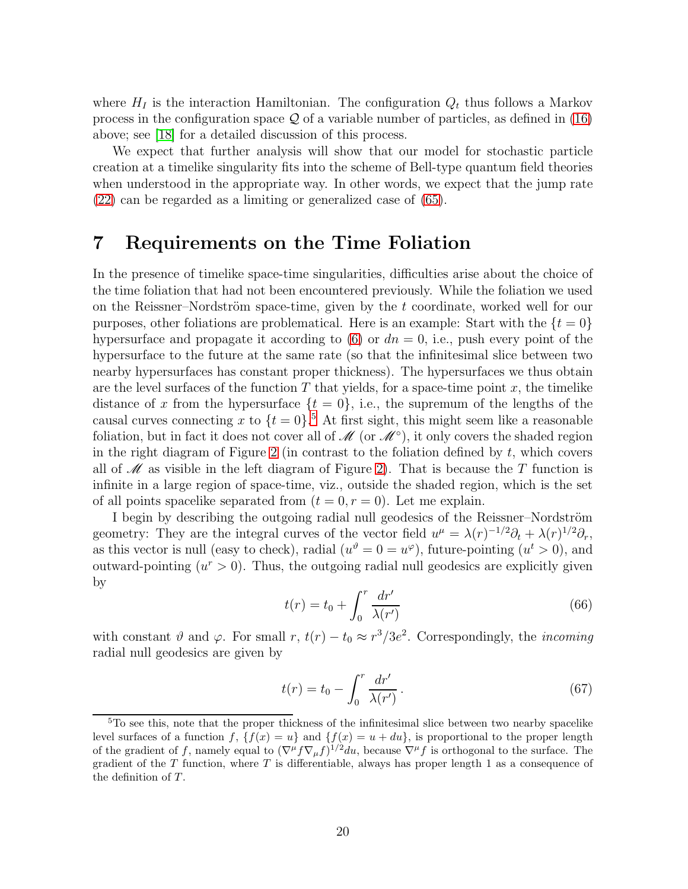where $H_I$ is the interaction Hamiltonian. The configuration $Q_t$ thus follows a Markov process in the configuration space $\mathcal{Q}$ of a variable number of particles, as defined in (16) above; see [18] for a detailed discussion of this process.

We expect that further analysis will show that our model for stochastic particle creation at a timelike singularity fits into the scheme of Bell-type quantum field theories when understood in the appropriate way. In other words, we expect that the jump rate (22) can be regarded as a limiting or generalized case of (65).

# 7 Requirements on the Time Foliation

In the presence of timelike space-time singularities, difficulties arise about the choice of the time foliation that had not been encountered previously. While the foliation we used on the Reissner–Nordström space-time, given by the $t$ coordinate, worked well for our purposes, other foliations are problematical. Here is an example: Start with the $\{t = 0\}$ hypersurface and propagate it according to (6) or $dn = 0$, i.e., push every point of the hypersurface to the future at the same rate (so that the infinitesimal slice between two nearby hypersurfaces has constant proper thickness). The hypersurfaces we thus obtain are the level surfaces of the function $T$ that yields, for a space-time point $x$, the timelike distance of $x$ from the hypersurface $\{t = 0\}$, i.e., the supremum of the lengths of the causal curves connecting $x$ to $\{t = 0\}$.[5] At first sight, this might seem like a reasonable foliation, but in fact it does not cover all of $\mathscr{M}$ (or $\mathscr{M}^\circ$), it only covers the shaded region in the right diagram of Figure 2 (in contrast to the foliation defined by $t$, which covers all of $\mathscr{M}$ as visible in the left diagram of Figure 2). That is because the $T$ function is infinite in a large region of space-time, viz., outside the shaded region, which is the set of all points spacelike separated from $(t = 0, r = 0)$. Let me explain.

I begin by describing the outgoing radial null geodesics of the Reissner–Nordström geometry: They are the integral curves of the vector field $u^\mu = \lambda(r)^{-1/2}\partial_t + \lambda(r)^{1/2}\partial_r$, as this vector is null (easy to check), radial ($u^\vartheta = 0 = u^\varphi$), future-pointing ($u^t > 0$), and outward-pointing ($u^r > 0$). Thus, the outgoing radial null geodesics are explicitly given by

$$t(r) = t_0 + \int_0^r \frac{dr'}{\lambda(r')} \tag{66}$$

with constant $\vartheta$ and $\varphi$. For small $r$, $t(r) - t_0 \approx r^3/3e^2$. Correspondingly, the *incoming* radial null geodesics are given by

$$t(r) = t_0 - \int_0^r \frac{dr'}{\lambda(r')}\,. \tag{67}$$

[5] To see this, note that the proper thickness of the infinitesimal slice between two nearby spacelike level surfaces of a function $f$, $\{f(x) = u\}$ and $\{f(x) = u + du\}$, is proportional to the proper length of the gradient of $f$, namely equal to $(\nabla^\mu f \nabla_\mu f)^{1/2} du$, because $\nabla^\mu f$ is orthogonal to the surface. The gradient of the $T$ function, where $T$ is differentiable, always has proper length 1 as a consequence of the definition of $T$.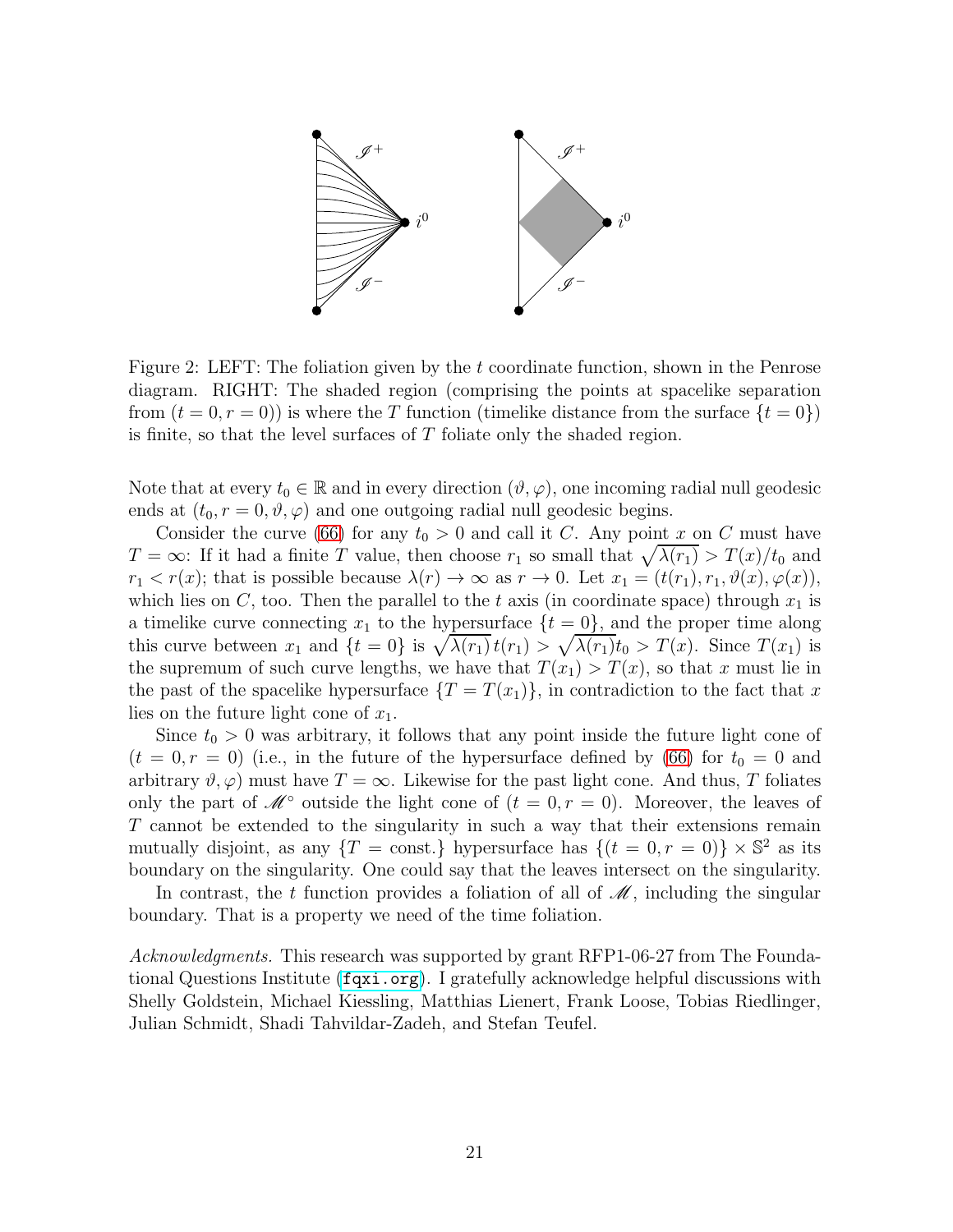Figure 2: LEFT: The foliation given by the $t$ coordinate function, shown in the Penrose diagram. RIGHT: The shaded region (comprising the points at spacelike separation from $(t = 0, r = 0)$) is where the $T$ function (timelike distance from the surface $\{t = 0\}$) is finite, so that the level surfaces of $T$ foliate only the shaded region.

Note that at every $t_0 \in \mathbb{R}$ and in every direction $(\vartheta, \varphi)$, one incoming radial null geodesic ends at $(t_0, r = 0, \vartheta, \varphi)$ and one outgoing radial null geodesic begins.

Consider the curve (66) for any $t_0 > 0$ and call it $C$. Any point $x$ on $C$ must have $T = \infty$: If it had a finite $T$ value, then choose $r_1$ so small that $\sqrt{\lambda(r_1)} > T(x)/t_0$ and $r_1 < r(x)$; that is possible because $\lambda(r) \to \infty$ as $r \to 0$. Let $x_1 = (t(r_1), r_1, \vartheta(x), \varphi(x))$, which lies on $C$, too. Then the parallel to the $t$ axis (in coordinate space) through $x_1$ is a timelike curve connecting $x_1$ to the hypersurface $\{t = 0\}$, and the proper time along this curve between $x_1$ and $\{t = 0\}$ is $\sqrt{\lambda(r_1)}\, t(r_1) > \sqrt{\lambda(r_1)} t_0 > T(x)$. Since $T(x_1)$ is the supremum of such curve lengths, we have that $T(x_1) > T(x)$, so that $x$ must lie in the past of the spacelike hypersurface $\{T = T(x_1)\}$, in contradiction to the fact that $x$ lies on the future light cone of $x_1$.

Since $t_0 > 0$ was arbitrary, it follows that any point inside the future light cone of $(t = 0, r = 0)$ (i.e., in the future of the hypersurface defined by (66) for $t_0 = 0$ and arbitrary $\vartheta, \varphi$) must have $T = \infty$. Likewise for the past light cone. And thus, $T$ foliates only the part of $\mathscr{M}^\circ$ outside the light cone of $(t = 0, r = 0)$. Moreover, the leaves of $T$ cannot be extended to the singularity in such a way that their extensions remain mutually disjoint, as any $\{T = \text{const.}\}$ hypersurface has $\{(t = 0, r = 0)\} \times \mathbb{S}^2$ as its boundary on the singularity. One could say that the leaves intersect on the singularity.

In contrast, the $t$ function provides a foliation of all of $\mathscr{M}$, including the singular boundary. That is a property we need of the time foliation.

*Acknowledgments.* This research was supported by grant RFP1-06-27 from The Foundational Questions Institute (`fqxi.org`). I gratefully acknowledge helpful discussions with Shelly Goldstein, Michael Kiessling, Matthias Lienert, Frank Loose, Tobias Riedlinger, Julian Schmidt, Shadi Tahvildar-Zadeh, and Stefan Teufel.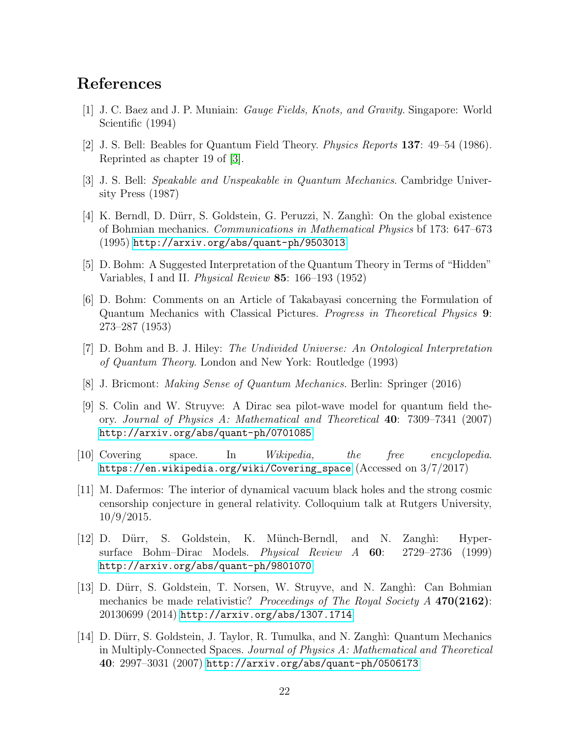# References

[1] J. C. Baez and J. P. Muniain: *Gauge Fields, Knots, and Gravity.* Singapore: World Scientific (1994)

[2] J. S. Bell: Beables for Quantum Field Theory. *Physics Reports* **137**: 49–54 (1986). Reprinted as chapter 19 of [3].

[3] J. S. Bell: *Speakable and Unspeakable in Quantum Mechanics*. Cambridge University Press (1987)

[4] K. Berndl, D. Dürr, S. Goldstein, G. Peruzzi, N. Zanghì: On the global existence of Bohmian mechanics. *Communications in Mathematical Physics* bf 173: 647–673 (1995) http://arxiv.org/abs/quant-ph/9503013

[5] D. Bohm: A Suggested Interpretation of the Quantum Theory in Terms of "Hidden" Variables, I and II. *Physical Review* **85**: 166–193 (1952)

[6] D. Bohm: Comments on an Article of Takabayasi concerning the Formulation of Quantum Mechanics with Classical Pictures. *Progress in Theoretical Physics* **9**: 273–287 (1953)

[7] D. Bohm and B. J. Hiley: *The Undivided Universe: An Ontological Interpretation of Quantum Theory*. London and New York: Routledge (1993)

[8] J. Bricmont: *Making Sense of Quantum Mechanics.* Berlin: Springer (2016)

[9] S. Colin and W. Struyve: A Dirac sea pilot-wave model for quantum field theory. *Journal of Physics A: Mathematical and Theoretical* **40**: 7309–7341 (2007) http://arxiv.org/abs/quant-ph/0701085

[10] Covering space. In *Wikipedia, the free encyclopedia*. https://en.wikipedia.org/wiki/Covering_space (Accessed on 3/7/2017)

[11] M. Dafermos: The interior of dynamical vacuum black holes and the strong cosmic censorship conjecture in general relativity. Colloquium talk at Rutgers University, 10/9/2015.

[12] D. Dürr, S. Goldstein, K. Münch-Berndl, and N. Zanghì: Hypersurface Bohm–Dirac Models. *Physical Review A* **60**: 2729–2736 (1999) http://arxiv.org/abs/quant-ph/9801070

[13] D. Dürr, S. Goldstein, T. Norsen, W. Struyve, and N. Zanghì: Can Bohmian mechanics be made relativistic? *Proceedings of The Royal Society A* **470(2162)**: 20130699 (2014) http://arxiv.org/abs/1307.1714

[14] D. Dürr, S. Goldstein, J. Taylor, R. Tumulka, and N. Zanghì: Quantum Mechanics in Multiply-Connected Spaces. *Journal of Physics A: Mathematical and Theoretical* **40**: 2997–3031 (2007) http://arxiv.org/abs/quant-ph/0506173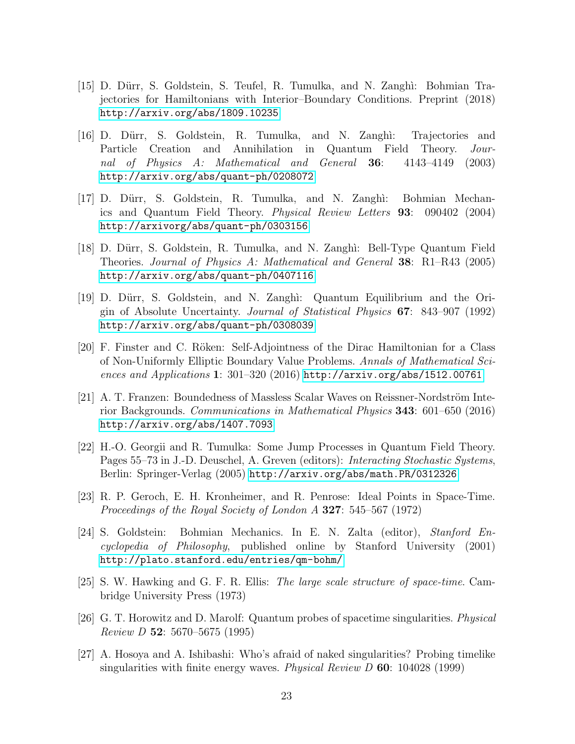[15] D. Dürr, S. Goldstein, S. Teufel, R. Tumulka, and N. Zanghì: Bohmian Trajectories for Hamiltonians with Interior–Boundary Conditions. Preprint (2018) http://arxiv.org/abs/1809.10235

[16] D. Dürr, S. Goldstein, R. Tumulka, and N. Zanghì: Trajectories and Particle Creation and Annihilation in Quantum Field Theory. *Journal of Physics A: Mathematical and General* **36**: 4143–4149 (2003) http://arxiv.org/abs/quant-ph/0208072

[17] D. Dürr, S. Goldstein, R. Tumulka, and N. Zanghì: Bohmian Mechanics and Quantum Field Theory. *Physical Review Letters* **93**: 090402 (2004) http://arxivorg/abs/quant-ph/0303156

[18] D. Dürr, S. Goldstein, R. Tumulka, and N. Zanghì: Bell-Type Quantum Field Theories. *Journal of Physics A: Mathematical and General* **38**: R1–R43 (2005) http://arxiv.org/abs/quant-ph/0407116

[19] D. Dürr, S. Goldstein, and N. Zanghì: Quantum Equilibrium and the Origin of Absolute Uncertainty. *Journal of Statistical Physics* **67**: 843–907 (1992) http://arxiv.org/abs/quant-ph/0308039

[20] F. Finster and C. Röken: Self-Adjointness of the Dirac Hamiltonian for a Class of Non-Uniformly Elliptic Boundary Value Problems. *Annals of Mathematical Sciences and Applications* **1**: 301–320 (2016) http://arxiv.org/abs/1512.00761

[21] A. T. Franzen: Boundedness of Massless Scalar Waves on Reissner-Nordström Interior Backgrounds. *Communications in Mathematical Physics* **343**: 601–650 (2016) http://arxiv.org/abs/1407.7093

[22] H.-O. Georgii and R. Tumulka: Some Jump Processes in Quantum Field Theory. Pages 55–73 in J.-D. Deuschel, A. Greven (editors): *Interacting Stochastic Systems*, Berlin: Springer-Verlag (2005) http://arxiv.org/abs/math.PR/0312326

[23] R. P. Geroch, E. H. Kronheimer, and R. Penrose: Ideal Points in Space-Time. *Proceedings of the Royal Society of London A* **327**: 545–567 (1972)

[24] S. Goldstein: Bohmian Mechanics. In E. N. Zalta (editor), *Stanford Encyclopedia of Philosophy*, published online by Stanford University (2001) http://plato.stanford.edu/entries/qm-bohm/

[25] S. W. Hawking and G. F. R. Ellis: *The large scale structure of space-time*. Cambridge University Press (1973)

[26] G. T. Horowitz and D. Marolf: Quantum probes of spacetime singularities. *Physical Review D* **52**: 5670–5675 (1995)

[27] A. Hosoya and A. Ishibashi: Who's afraid of naked singularities? Probing timelike singularities with finite energy waves. *Physical Review D* **60**: 104028 (1999)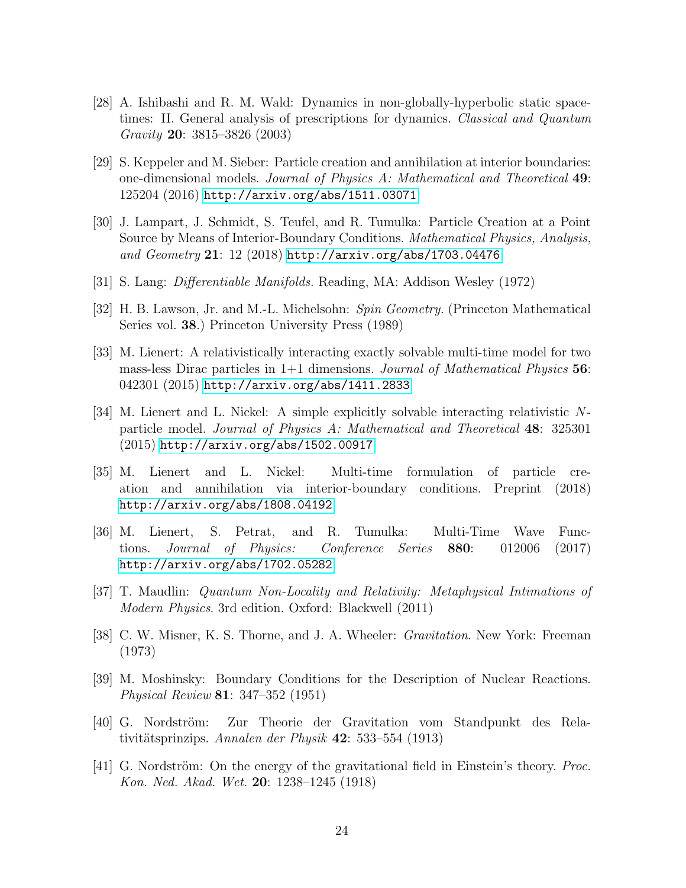[28] A. Ishibashi and R. M. Wald: Dynamics in non-globally-hyperbolic static spacetimes: II. General analysis of prescriptions for dynamics. *Classical and Quantum Gravity* **20**: 3815–3826 (2003)

[29] S. Keppeler and M. Sieber: Particle creation and annihilation at interior boundaries: one-dimensional models. *Journal of Physics A: Mathematical and Theoretical* **49**: 125204 (2016) http://arxiv.org/abs/1511.03071

[30] J. Lampart, J. Schmidt, S. Teufel, and R. Tumulka: Particle Creation at a Point Source by Means of Interior-Boundary Conditions. *Mathematical Physics, Analysis, and Geometry* **21**: 12 (2018) http://arxiv.org/abs/1703.04476

[31] S. Lang: *Differentiable Manifolds.* Reading, MA: Addison Wesley (1972)

[32] H. B. Lawson, Jr. and M.-L. Michelsohn: *Spin Geometry.* (Princeton Mathematical Series vol. **38**.) Princeton University Press (1989)

[33] M. Lienert: A relativistically interacting exactly solvable multi-time model for two mass-less Dirac particles in 1+1 dimensions. *Journal of Mathematical Physics* **56**: 042301 (2015) http://arxiv.org/abs/1411.2833

[34] M. Lienert and L. Nickel: A simple explicitly solvable interacting relativistic $N$-particle model. *Journal of Physics A: Mathematical and Theoretical* **48**: 325301 (2015) http://arxiv.org/abs/1502.00917

[35] M. Lienert and L. Nickel: Multi-time formulation of particle creation and annihilation via interior-boundary conditions. Preprint (2018) http://arxiv.org/abs/1808.04192

[36] M. Lienert, S. Petrat, and R. Tumulka: Multi-Time Wave Functions. *Journal of Physics: Conference Series* **880**: 012006 (2017) http://arxiv.org/abs/1702.05282

[37] T. Maudlin: *Quantum Non-Locality and Relativity: Metaphysical Intimations of Modern Physics*. 3rd edition. Oxford: Blackwell (2011)

[38] C. W. Misner, K. S. Thorne, and J. A. Wheeler: *Gravitation*. New York: Freeman (1973)

[39] M. Moshinsky: Boundary Conditions for the Description of Nuclear Reactions. *Physical Review* **81**: 347–352 (1951)

[40] G. Nordström: Zur Theorie der Gravitation vom Standpunkt des Relativitätsprinzips. *Annalen der Physik* **42**: 533–554 (1913)

[41] G. Nordström: On the energy of the gravitational field in Einstein's theory. *Proc. Kon. Ned. Akad. Wet.* **20**: 1238–1245 (1918)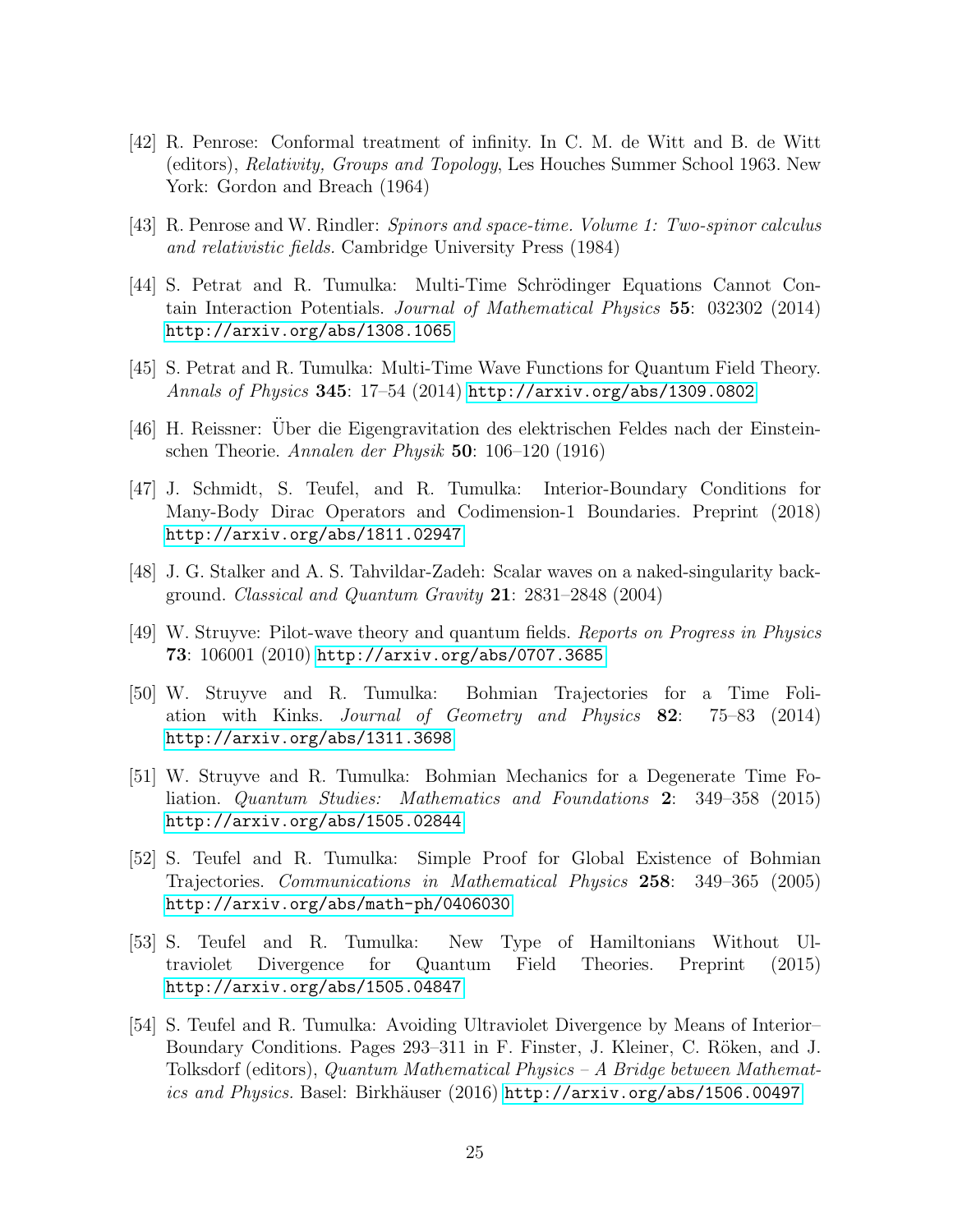[42] R. Penrose: Conformal treatment of infinity. In C. M. de Witt and B. de Witt (editors), *Relativity, Groups and Topology*, Les Houches Summer School 1963. New York: Gordon and Breach (1964)

[43] R. Penrose and W. Rindler: *Spinors and space-time. Volume 1: Two-spinor calculus and relativistic fields.* Cambridge University Press (1984)

[44] S. Petrat and R. Tumulka: Multi-Time Schrödinger Equations Cannot Contain Interaction Potentials. *Journal of Mathematical Physics* **55**: 032302 (2014) http://arxiv.org/abs/1308.1065

[45] S. Petrat and R. Tumulka: Multi-Time Wave Functions for Quantum Field Theory. *Annals of Physics* **345**: 17–54 (2014) http://arxiv.org/abs/1309.0802

[46] H. Reissner: Über die Eigengravitation des elektrischen Feldes nach der Einsteinschen Theorie. *Annalen der Physik* **50**: 106–120 (1916)

[47] J. Schmidt, S. Teufel, and R. Tumulka: Interior-Boundary Conditions for Many-Body Dirac Operators and Codimension-1 Boundaries. Preprint (2018) http://arxiv.org/abs/1811.02947

[48] J. G. Stalker and A. S. Tahvildar-Zadeh: Scalar waves on a naked-singularity background. *Classical and Quantum Gravity* **21**: 2831–2848 (2004)

[49] W. Struyve: Pilot-wave theory and quantum fields. *Reports on Progress in Physics* **73**: 106001 (2010) http://arxiv.org/abs/0707.3685

[50] W. Struyve and R. Tumulka: Bohmian Trajectories for a Time Foliation with Kinks. *Journal of Geometry and Physics* **82**: 75–83 (2014) http://arxiv.org/abs/1311.3698

[51] W. Struyve and R. Tumulka: Bohmian Mechanics for a Degenerate Time Foliation. *Quantum Studies: Mathematics and Foundations* **2**: 349–358 (2015) http://arxiv.org/abs/1505.02844

[52] S. Teufel and R. Tumulka: Simple Proof for Global Existence of Bohmian Trajectories. *Communications in Mathematical Physics* **258**: 349–365 (2005) http://arxiv.org/abs/math-ph/0406030

[53] S. Teufel and R. Tumulka: New Type of Hamiltonians Without Ultraviolet Divergence for Quantum Field Theories. Preprint (2015) http://arxiv.org/abs/1505.04847

[54] S. Teufel and R. Tumulka: Avoiding Ultraviolet Divergence by Means of Interior–Boundary Conditions. Pages 293–311 in F. Finster, J. Kleiner, C. Röken, and J. Tolksdorf (editors), *Quantum Mathematical Physics – A Bridge between Mathematics and Physics.* Basel: Birkhäuser (2016) http://arxiv.org/abs/1506.00497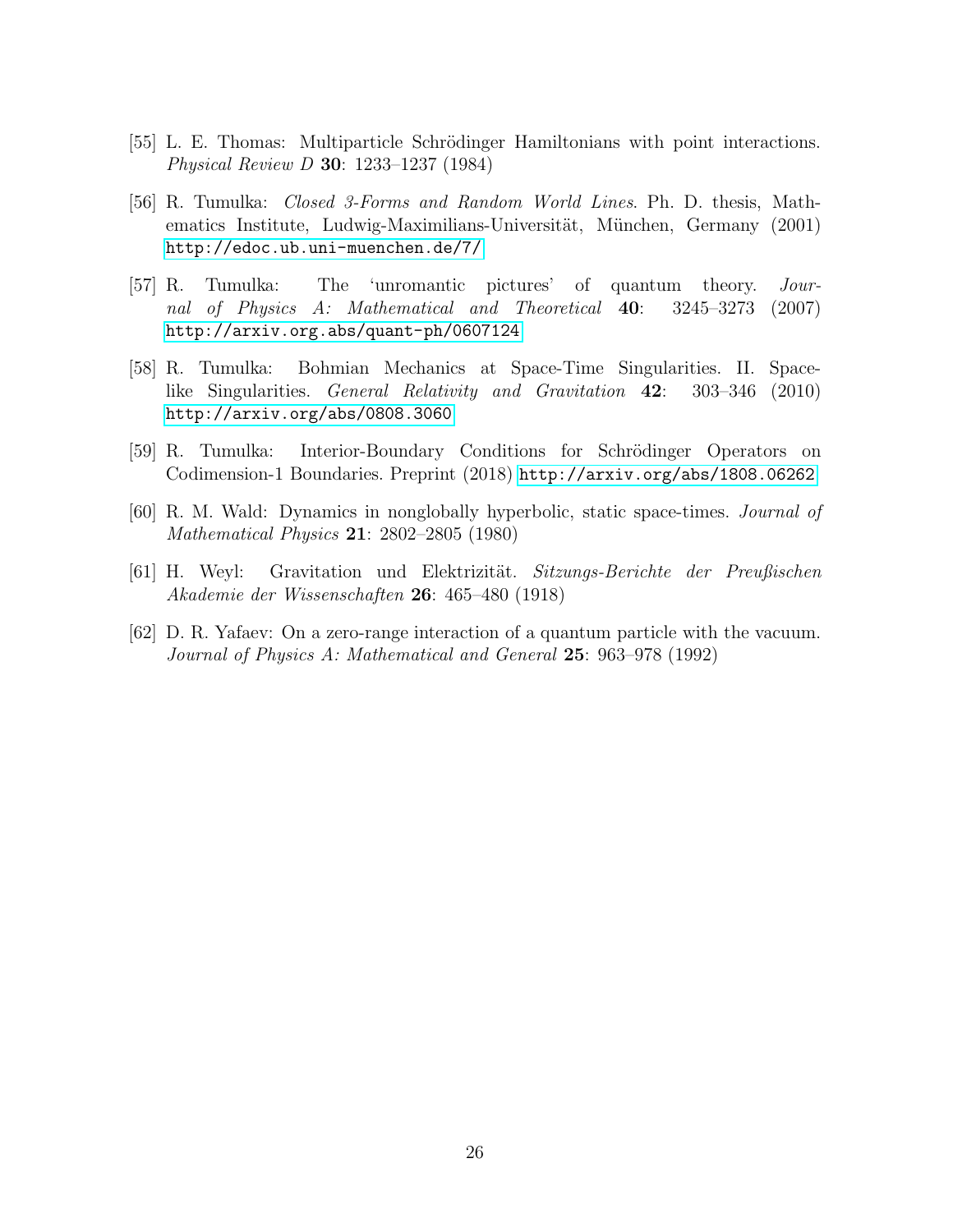[55] L. E. Thomas: Multiparticle Schrödinger Hamiltonians with point interactions. *Physical Review D* **30**: 1233–1237 (1984)

[56] R. Tumulka: *Closed 3-Forms and Random World Lines*. Ph. D. thesis, Mathematics Institute, Ludwig-Maximilians-Universität, München, Germany (2001) http://edoc.ub.uni-muenchen.de/7/

[57] R. Tumulka: The 'unromantic pictures' of quantum theory. *Journal of Physics A: Mathematical and Theoretical* **40**: 3245–3273 (2007) http://arxiv.org.abs/quant-ph/0607124

[58] R. Tumulka: Bohmian Mechanics at Space-Time Singularities. II. Spacelike Singularities. *General Relativity and Gravitation* **42**: 303–346 (2010) http://arxiv.org/abs/0808.3060

[59] R. Tumulka: Interior-Boundary Conditions for Schrödinger Operators on Codimension-1 Boundaries. Preprint (2018) http://arxiv.org/abs/1808.06262

[60] R. M. Wald: Dynamics in nonglobally hyperbolic, static space-times. *Journal of Mathematical Physics* **21**: 2802–2805 (1980)

[61] H. Weyl: Gravitation und Elektrizität. *Sitzungs-Berichte der Preußischen Akademie der Wissenschaften* **26**: 465–480 (1918)

[62] D. R. Yafaev: On a zero-range interaction of a quantum particle with the vacuum. *Journal of Physics A: Mathematical and General* **25**: 963–978 (1992)